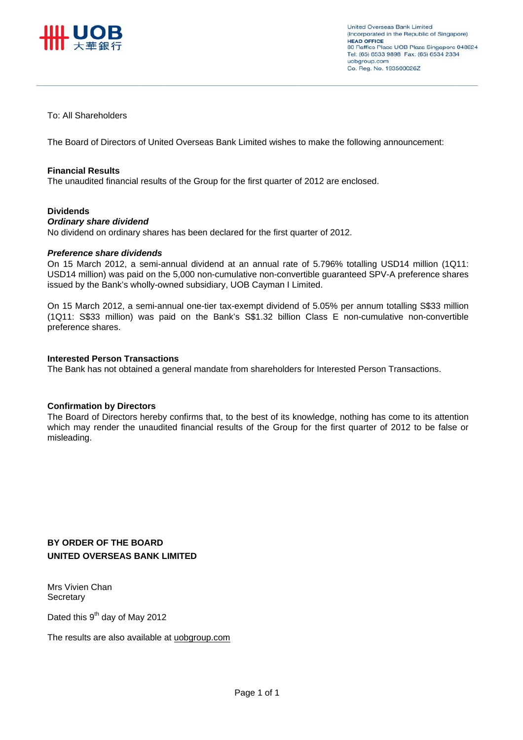UOB 大華銀行

United Overseas Bank Limited
(Incorporated in the Republic of Singapore)
HEAD OFFICE
80 Raffles Place UOB Plaza Singapore 048624
Tel: (65) 6533 9898 Fax: (65) 6534 2334
uobgroup.com
Co. Reg. No. 193500026Z

To: All Shareholders

The Board of Directors of United Overseas Bank Limited wishes to make the following announcement:

**Financial Results**
The unaudited financial results of the Group for the first quarter of 2012 are enclosed.

**Dividends**
***Ordinary share dividend***
No dividend on ordinary shares has been declared for the first quarter of 2012.

***Preference share dividends***
On 15 March 2012, a semi-annual dividend at an annual rate of 5.796% totalling USD14 million (1Q11: USD14 million) was paid on the 5,000 non-cumulative non-convertible guaranteed SPV-A preference shares issued by the Bank's wholly-owned subsidiary, UOB Cayman I Limited.

On 15 March 2012, a semi-annual one-tier tax-exempt dividend of 5.05% per annum totalling S$33 million (1Q11: S$33 million) was paid on the Bank's S$1.32 billion Class E non-cumulative non-convertible preference shares.

**Interested Person Transactions**
The Bank has not obtained a general mandate from shareholders for Interested Person Transactions.

**Confirmation by Directors**
The Board of Directors hereby confirms that, to the best of its knowledge, nothing has come to its attention which may render the unaudited financial results of the Group for the first quarter of 2012 to be false or misleading.

**BY ORDER OF THE BOARD**
**UNITED OVERSEAS BANK LIMITED**

Mrs Vivien Chan
Secretary

Dated this 9th day of May 2012

The results are also available at uobgroup.com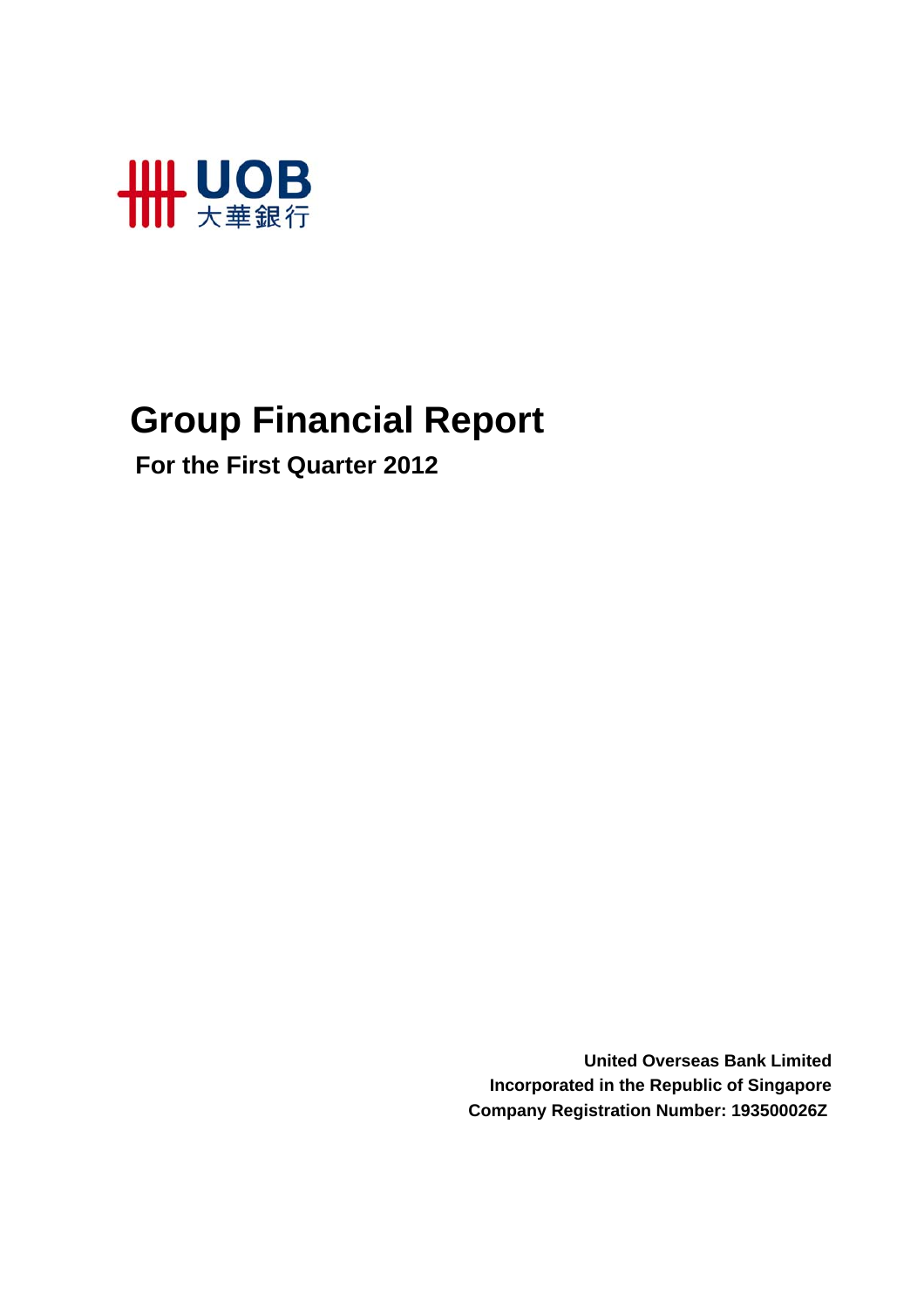UOB
大華銀行

# Group Financial Report

## For the First Quarter 2012

**United Overseas Bank Limited**
**Incorporated in the Republic of Singapore**
**Company Registration Number: 193500026Z**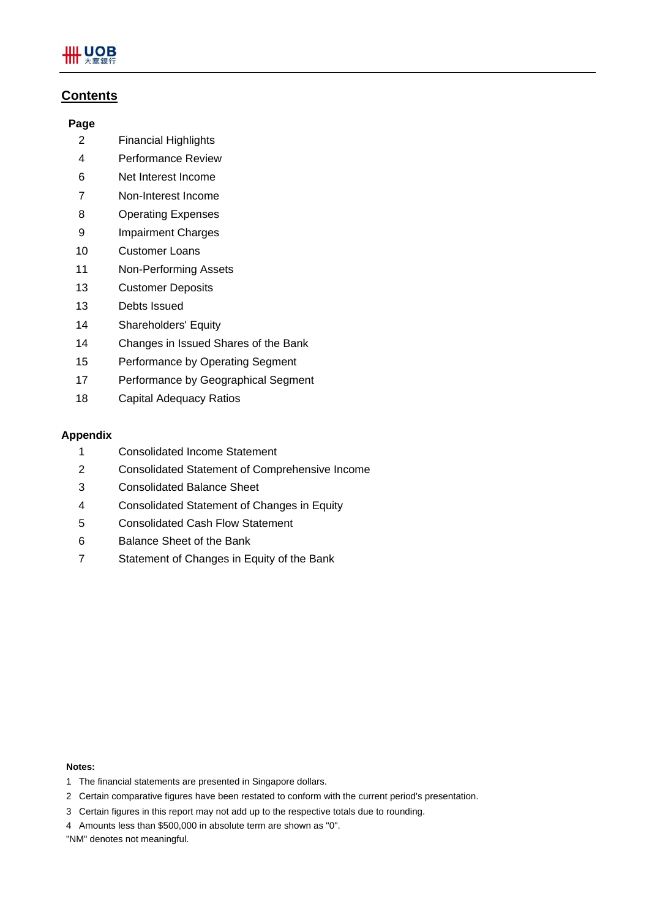## Contents

| Page | |
|---|---|
| 2 | Financial Highlights |
| 4 | Performance Review |
| 6 | Net Interest Income |
| 7 | Non-Interest Income |
| 8 | Operating Expenses |
| 9 | Impairment Charges |
| 10 | Customer Loans |
| 11 | Non-Performing Assets |
| 13 | Customer Deposits |
| 13 | Debts Issued |
| 14 | Shareholders' Equity |
| 14 | Changes in Issued Shares of the Bank |
| 15 | Performance by Operating Segment |
| 17 | Performance by Geographical Segment |
| 18 | Capital Adequacy Ratios |

**Appendix**

| | |
|---|---|
| 1 | Consolidated Income Statement |
| 2 | Consolidated Statement of Comprehensive Income |
| 3 | Consolidated Balance Sheet |
| 4 | Consolidated Statement of Changes in Equity |
| 5 | Consolidated Cash Flow Statement |
| 6 | Balance Sheet of the Bank |
| 7 | Statement of Changes in Equity of the Bank |

**Notes:**

1 The financial statements are presented in Singapore dollars.

2 Certain comparative figures have been restated to conform with the current period's presentation.

3 Certain figures in this report may not add up to the respective totals due to rounding.

4 Amounts less than $500,000 in absolute term are shown as "0".

"NM" denotes not meaningful.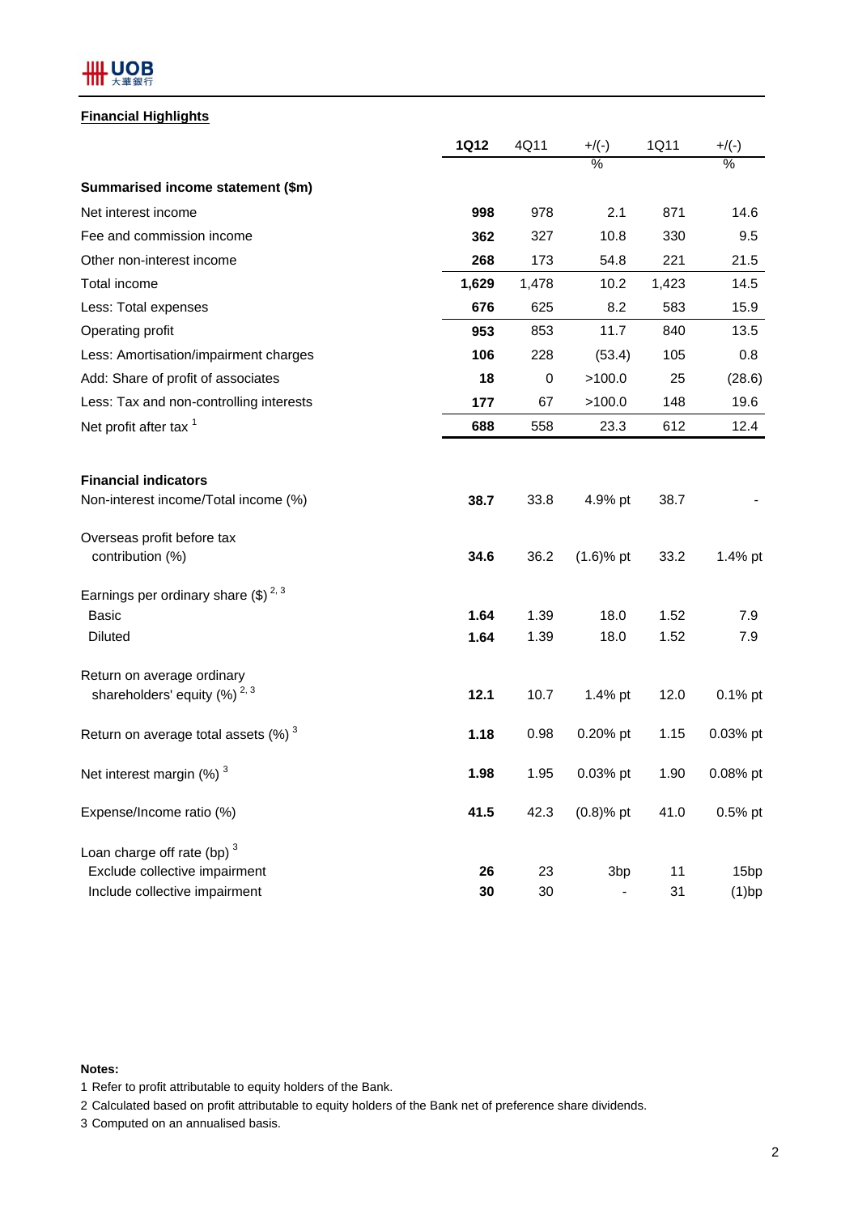## Financial Highlights

| | 1Q12 | 4Q11 | +/(-) | 1Q11 | +/(-) |
|---|---|---|---|---|---|
| | | | % | | % |
| **Summarised income statement ($m)** | | | | | |
| Net interest income | **998** | 978 | 2.1 | 871 | 14.6 |
| Fee and commission income | **362** | 327 | 10.8 | 330 | 9.5 |
| Other non-interest income | **268** | 173 | 54.8 | 221 | 21.5 |
| Total income | **1,629** | 1,478 | 10.2 | 1,423 | 14.5 |
| Less: Total expenses | **676** | 625 | 8.2 | 583 | 15.9 |
| Operating profit | **953** | 853 | 11.7 | 840 | 13.5 |
| Less: Amortisation/impairment charges | **106** | 228 | (53.4) | 105 | 0.8 |
| Add: Share of profit of associates | **18** | 0 | >100.0 | 25 | (28.6) |
| Less: Tax and non-controlling interests | **177** | 67 | >100.0 | 148 | 19.6 |
| Net profit after tax [1] | **688** | 558 | 23.3 | 612 | 12.4 |
| | | | | | |
| **Financial indicators** | | | | | |
| Non-interest income/Total income (%) | **38.7** | 33.8 | 4.9% pt | 38.7 | - |
| Overseas profit before tax contribution (%) | **34.6** | 36.2 | (1.6)% pt | 33.2 | 1.4% pt |
| Earnings per ordinary share ($) [2, 3] | | | | | |
| Basic | **1.64** | 1.39 | 18.0 | 1.52 | 7.9 |
| Diluted | **1.64** | 1.39 | 18.0 | 1.52 | 7.9 |
| Return on average ordinary shareholders' equity (%) [2, 3] | **12.1** | 10.7 | 1.4% pt | 12.0 | 0.1% pt |
| Return on average total assets (%) [3] | **1.18** | 0.98 | 0.20% pt | 1.15 | 0.03% pt |
| Net interest margin (%) [3] | **1.98** | 1.95 | 0.03% pt | 1.90 | 0.08% pt |
| Expense/Income ratio (%) | **41.5** | 42.3 | (0.8)% pt | 41.0 | 0.5% pt |
| Loan charge off rate (bp) [3] | | | | | |
| Exclude collective impairment | **26** | 23 | 3bp | 11 | 15bp |
| Include collective impairment | **30** | 30 | - | 31 | (1)bp |

**Notes:**

1 Refer to profit attributable to equity holders of the Bank.

2 Calculated based on profit attributable to equity holders of the Bank net of preference share dividends.

3 Computed on an annualised basis.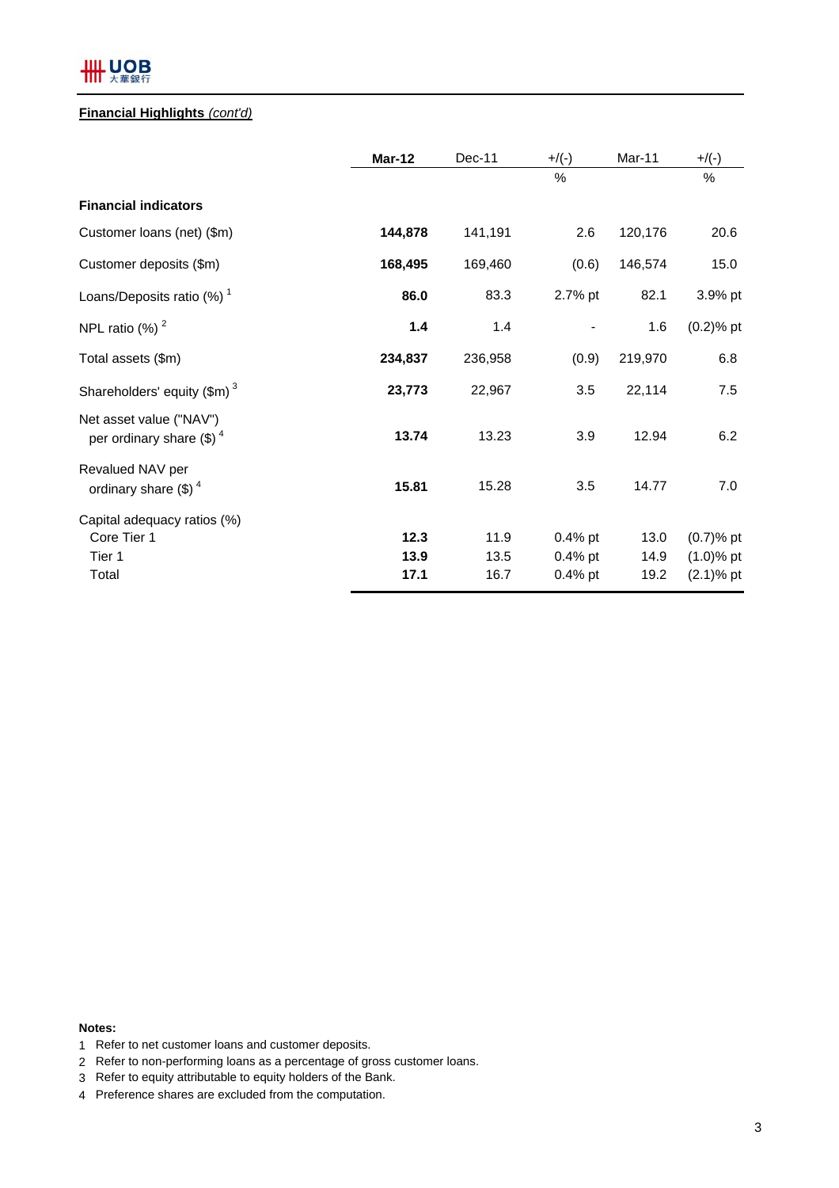**Financial Highlights** *(cont'd)*

| | **Mar-12** | Dec-11 | +/(-) | Mar-11 | +/(-) |
|---|---|---|---|---|---|
| | | | % | | % |
| **Financial indicators** | | | | | |
| Customer loans (net) ($m) | **144,878** | 141,191 | 2.6 | 120,176 | 20.6 |
| Customer deposits ($m) | **168,495** | 169,460 | (0.6) | 146,574 | 15.0 |
| Loans/Deposits ratio (%) [1] | **86.0** | 83.3 | 2.7% pt | 82.1 | 3.9% pt |
| NPL ratio (%) [2] | **1.4** | 1.4 | - | 1.6 | (0.2)% pt |
| Total assets ($m) | **234,837** | 236,958 | (0.9) | 219,970 | 6.8 |
| Shareholders' equity ($m) [3] | **23,773** | 22,967 | 3.5 | 22,114 | 7.5 |
| Net asset value ("NAV") per ordinary share ($) [4] | **13.74** | 13.23 | 3.9 | 12.94 | 6.2 |
| Revalued NAV per ordinary share ($) [4] | **15.81** | 15.28 | 3.5 | 14.77 | 7.0 |
| Capital adequacy ratios (%) | | | | | |
| Core Tier 1 | **12.3** | 11.9 | 0.4% pt | 13.0 | (0.7)% pt |
| Tier 1 | **13.9** | 13.5 | 0.4% pt | 14.9 | (1.0)% pt |
| Total | **17.1** | 16.7 | 0.4% pt | 19.2 | (2.1)% pt |

**Notes:**

1. Refer to net customer loans and customer deposits.
2. Refer to non-performing loans as a percentage of gross customer loans.
3. Refer to equity attributable to equity holders of the Bank.
4. Preference shares are excluded from the computation.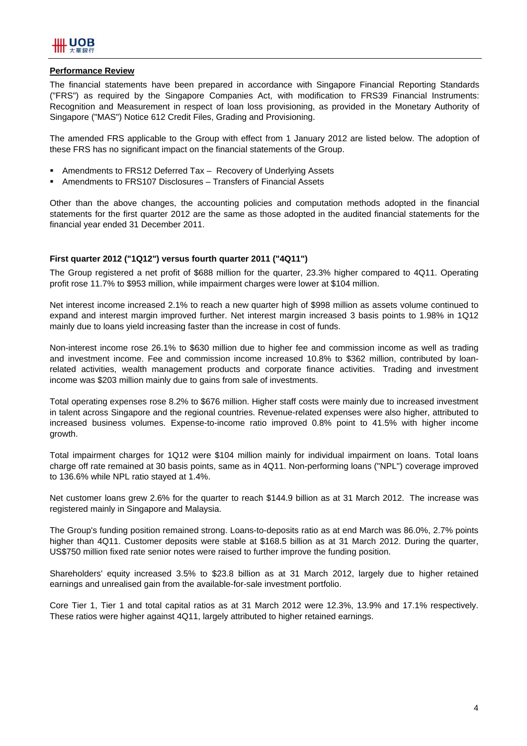## Performance Review

The financial statements have been prepared in accordance with Singapore Financial Reporting Standards ("FRS") as required by the Singapore Companies Act, with modification to FRS39 Financial Instruments: Recognition and Measurement in respect of loan loss provisioning, as provided in the Monetary Authority of Singapore ("MAS") Notice 612 Credit Files, Grading and Provisioning.

The amended FRS applicable to the Group with effect from 1 January 2012 are listed below. The adoption of these FRS has no significant impact on the financial statements of the Group.

- Amendments to FRS12 Deferred Tax – Recovery of Underlying Assets
- Amendments to FRS107 Disclosures – Transfers of Financial Assets

Other than the above changes, the accounting policies and computation methods adopted in the financial statements for the first quarter 2012 are the same as those adopted in the audited financial statements for the financial year ended 31 December 2011.

### First quarter 2012 ("1Q12") versus fourth quarter 2011 ("4Q11")

The Group registered a net profit of $688 million for the quarter, 23.3% higher compared to 4Q11. Operating profit rose 11.7% to $953 million, while impairment charges were lower at $104 million.

Net interest income increased 2.1% to reach a new quarter high of $998 million as assets volume continued to expand and interest margin improved further. Net interest margin increased 3 basis points to 1.98% in 1Q12 mainly due to loans yield increasing faster than the increase in cost of funds.

Non-interest income rose 26.1% to $630 million due to higher fee and commission income as well as trading and investment income. Fee and commission income increased 10.8% to $362 million, contributed by loan-related activities, wealth management products and corporate finance activities. Trading and investment income was $203 million mainly due to gains from sale of investments.

Total operating expenses rose 8.2% to $676 million. Higher staff costs were mainly due to increased investment in talent across Singapore and the regional countries. Revenue-related expenses were also higher, attributed to increased business volumes. Expense-to-income ratio improved 0.8% point to 41.5% with higher income growth.

Total impairment charges for 1Q12 were $104 million mainly for individual impairment on loans. Total loans charge off rate remained at 30 basis points, same as in 4Q11. Non-performing loans ("NPL") coverage improved to 136.6% while NPL ratio stayed at 1.4%.

Net customer loans grew 2.6% for the quarter to reach $144.9 billion as at 31 March 2012. The increase was registered mainly in Singapore and Malaysia.

The Group's funding position remained strong. Loans-to-deposits ratio as at end March was 86.0%, 2.7% points higher than 4Q11. Customer deposits were stable at $168.5 billion as at 31 March 2012. During the quarter, US$750 million fixed rate senior notes were raised to further improve the funding position.

Shareholders' equity increased 3.5% to $23.8 billion as at 31 March 2012, largely due to higher retained earnings and unrealised gain from the available-for-sale investment portfolio.

Core Tier 1, Tier 1 and total capital ratios as at 31 March 2012 were 12.3%, 13.9% and 17.1% respectively. These ratios were higher against 4Q11, largely attributed to higher retained earnings.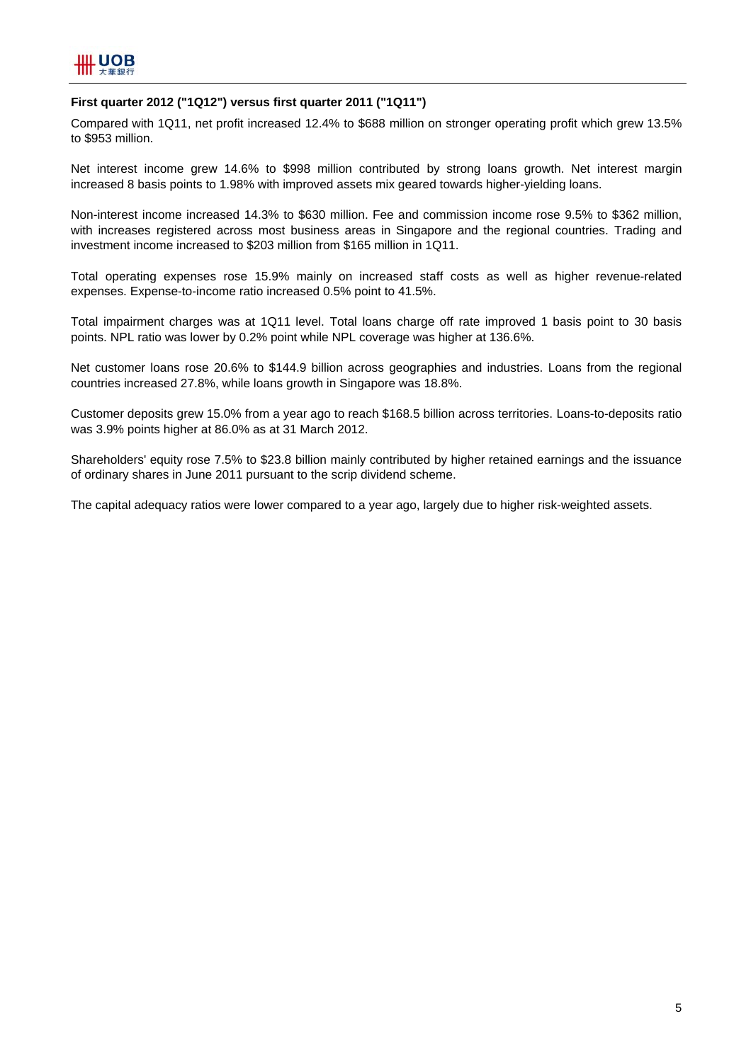**First quarter 2012 ("1Q12") versus first quarter 2011 ("1Q11")**

Compared with 1Q11, net profit increased 12.4% to $688 million on stronger operating profit which grew 13.5% to $953 million.

Net interest income grew 14.6% to $998 million contributed by strong loans growth. Net interest margin increased 8 basis points to 1.98% with improved assets mix geared towards higher-yielding loans.

Non-interest income increased 14.3% to $630 million. Fee and commission income rose 9.5% to $362 million, with increases registered across most business areas in Singapore and the regional countries. Trading and investment income increased to $203 million from $165 million in 1Q11.

Total operating expenses rose 15.9% mainly on increased staff costs as well as higher revenue-related expenses. Expense-to-income ratio increased 0.5% point to 41.5%.

Total impairment charges was at 1Q11 level. Total loans charge off rate improved 1 basis point to 30 basis points. NPL ratio was lower by 0.2% point while NPL coverage was higher at 136.6%.

Net customer loans rose 20.6% to $144.9 billion across geographies and industries. Loans from the regional countries increased 27.8%, while loans growth in Singapore was 18.8%.

Customer deposits grew 15.0% from a year ago to reach $168.5 billion across territories. Loans-to-deposits ratio was 3.9% points higher at 86.0% as at 31 March 2012.

Shareholders' equity rose 7.5% to $23.8 billion mainly contributed by higher retained earnings and the issuance of ordinary shares in June 2011 pursuant to the scrip dividend scheme.

The capital adequacy ratios were lower compared to a year ago, largely due to higher risk-weighted assets.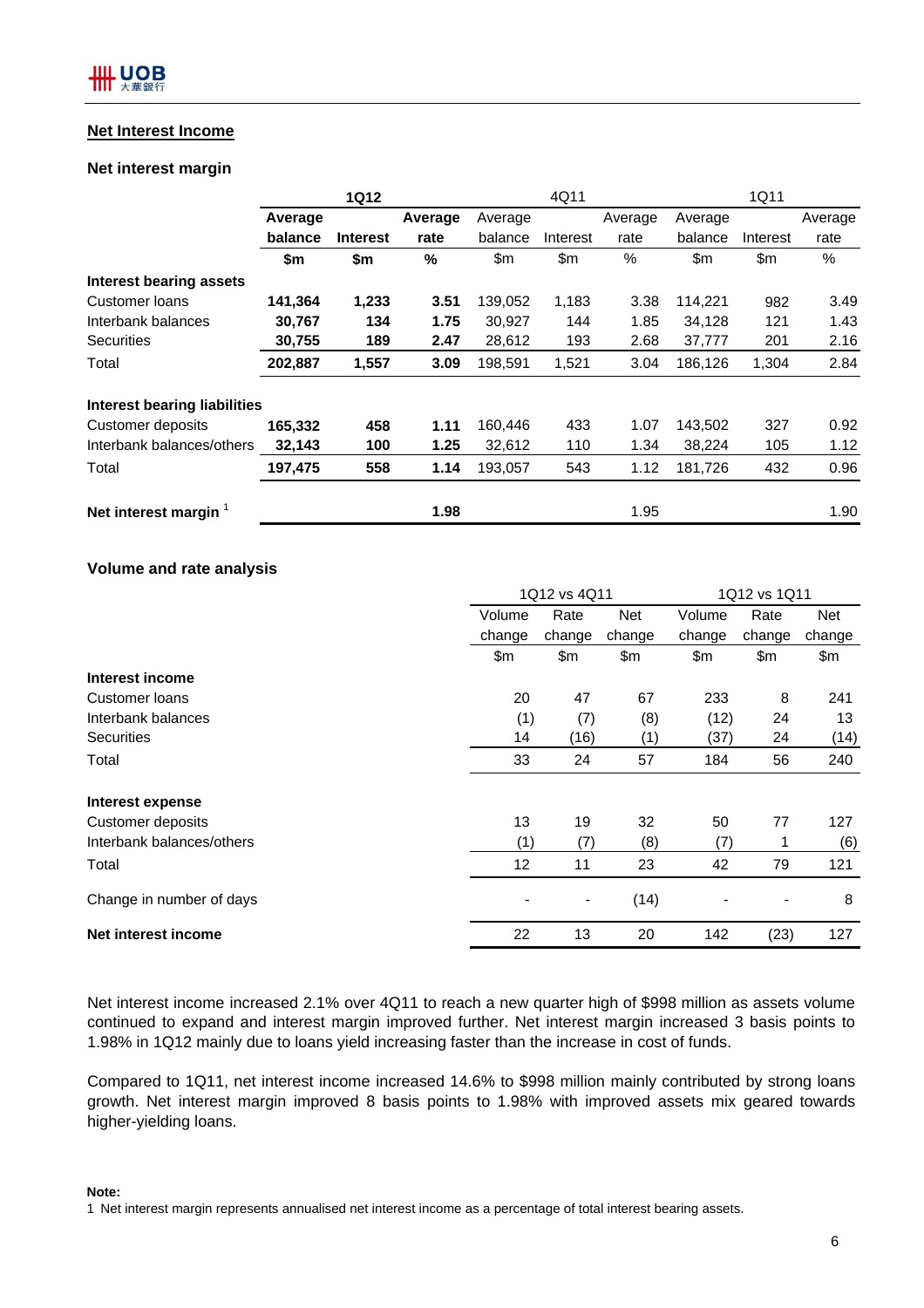## Net Interest Income

### Net interest margin

| | 1Q12 | | | 4Q11 | | | 1Q11 | | |
|---|---|---|---|---|---|---|---|---|---|
| | **Average balance** | **Interest** | **Average rate** | Average balance | Interest | Average rate | Average balance | Interest | Average rate |
| | **$m** | **$m** | **%** | $m | $m | % | $m | $m | % |
| **Interest bearing assets** | | | | | | | | | |
| Customer loans | **141,364** | **1,233** | **3.51** | 139,052 | 1,183 | 3.38 | 114,221 | 982 | 3.49 |
| Interbank balances | **30,767** | **134** | **1.75** | 30,927 | 144 | 1.85 | 34,128 | 121 | 1.43 |
| Securities | **30,755** | **189** | **2.47** | 28,612 | 193 | 2.68 | 37,777 | 201 | 2.16 |
| Total | **202,887** | **1,557** | **3.09** | 198,591 | 1,521 | 3.04 | 186,126 | 1,304 | 2.84 |
| **Interest bearing liabilities** | | | | | | | | | |
| Customer deposits | **165,332** | **458** | **1.11** | 160,446 | 433 | 1.07 | 143,502 | 327 | 0.92 |
| Interbank balances/others | **32,143** | **100** | **1.25** | 32,612 | 110 | 1.34 | 38,224 | 105 | 1.12 |
| Total | **197,475** | **558** | **1.14** | 193,057 | 543 | 1.12 | 181,726 | 432 | 0.96 |
| **Net interest margin** [1] | | | **1.98** | | | 1.95 | | | 1.90 |

### Volume and rate analysis

| | 1Q12 vs 4Q11 | | | 1Q12 vs 1Q11 | | |
|---|---|---|---|---|---|---|
| | Volume change | Rate change | Net change | Volume change | Rate change | Net change |
| | $m | $m | $m | $m | $m | $m |
| **Interest income** | | | | | | |
| Customer loans | 20 | 47 | 67 | 233 | 8 | 241 |
| Interbank balances | (1) | (7) | (8) | (12) | 24 | 13 |
| Securities | 14 | (16) | (1) | (37) | 24 | (14) |
| Total | 33 | 24 | 57 | 184 | 56 | 240 |
| **Interest expense** | | | | | | |
| Customer deposits | 13 | 19 | 32 | 50 | 77 | 127 |
| Interbank balances/others | (1) | (7) | (8) | (7) | 1 | (6) |
| Total | 12 | 11 | 23 | 42 | 79 | 121 |
| Change in number of days | - | - | (14) | - | - | 8 |
| **Net interest income** | 22 | 13 | 20 | 142 | (23) | 127 |

Net interest income increased 2.1% over 4Q11 to reach a new quarter high of $998 million as assets volume continued to expand and interest margin improved further. Net interest margin increased 3 basis points to 1.98% in 1Q12 mainly due to loans yield increasing faster than the increase in cost of funds.

Compared to 1Q11, net interest income increased 14.6% to $998 million mainly contributed by strong loans growth. Net interest margin improved 8 basis points to 1.98% with improved assets mix geared towards higher-yielding loans.

**Note:**

1 Net interest margin represents annualised net interest income as a percentage of total interest bearing assets.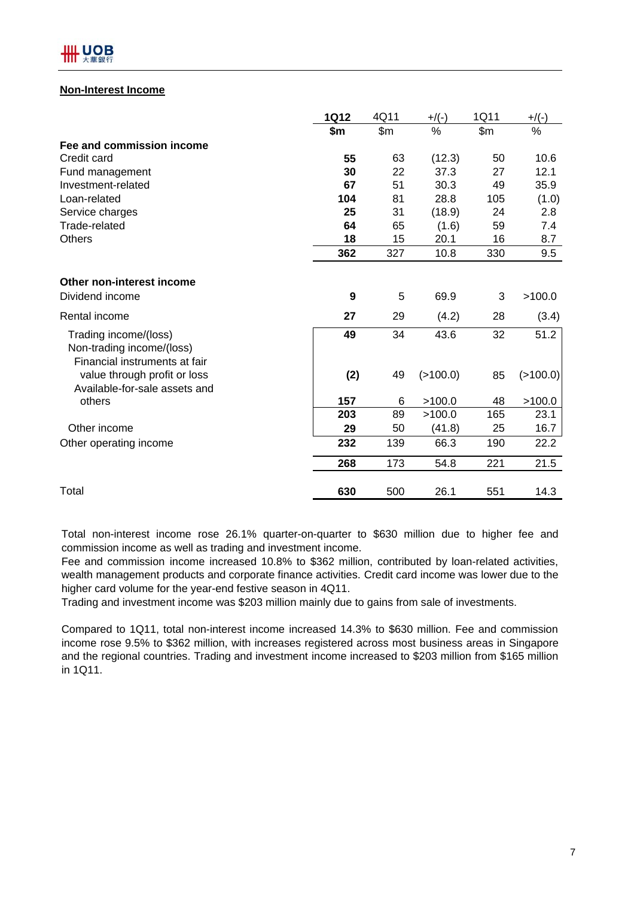## Non-Interest Income

| | 1Q12 | 4Q11 | +/(-) | 1Q11 | +/(-) |
|---|---|---|---|---|---|
| | $m | $m | % | $m | % |
| **Fee and commission income** | | | | | |
| Credit card | **55** | 63 | (12.3) | 50 | 10.6 |
| Fund management | **30** | 22 | 37.3 | 27 | 12.1 |
| Investment-related | **67** | 51 | 30.3 | 49 | 35.9 |
| Loan-related | **104** | 81 | 28.8 | 105 | (1.0) |
| Service charges | **25** | 31 | (18.9) | 24 | 2.8 |
| Trade-related | **64** | 65 | (1.6) | 59 | 7.4 |
| Others | **18** | 15 | 20.1 | 16 | 8.7 |
| | **362** | 327 | 10.8 | 330 | 9.5 |
| **Other non-interest income** | | | | | |
| Dividend income | **9** | 5 | 69.9 | 3 | >100.0 |
| Rental income | **27** | 29 | (4.2) | 28 | (3.4) |
| Trading income/(loss) | **49** | 34 | 43.6 | 32 | 51.2 |
| Non-trading income/(loss) | | | | | |
| Financial instruments at fair value through profit or loss | **(2)** | 49 | (>100.0) | 85 | (>100.0) |
| Available-for-sale assets and others | **157** | 6 | >100.0 | 48 | >100.0 |
| | **203** | 89 | >100.0 | 165 | 23.1 |
| Other income | **29** | 50 | (41.8) | 25 | 16.7 |
| Other operating income | **232** | 139 | 66.3 | 190 | 22.2 |
| | **268** | 173 | 54.8 | 221 | 21.5 |
| Total | **630** | 500 | 26.1 | 551 | 14.3 |

Total non-interest income rose 26.1% quarter-on-quarter to $630 million due to higher fee and commission income as well as trading and investment income.
Fee and commission income increased 10.8% to $362 million, contributed by loan-related activities, wealth management products and corporate finance activities. Credit card income was lower due to the higher card volume for the year-end festive season in 4Q11.
Trading and investment income was $203 million mainly due to gains from sale of investments.

Compared to 1Q11, total non-interest income increased 14.3% to $630 million. Fee and commission income rose 9.5% to $362 million, with increases registered across most business areas in Singapore and the regional countries. Trading and investment income increased to $203 million from $165 million in 1Q11.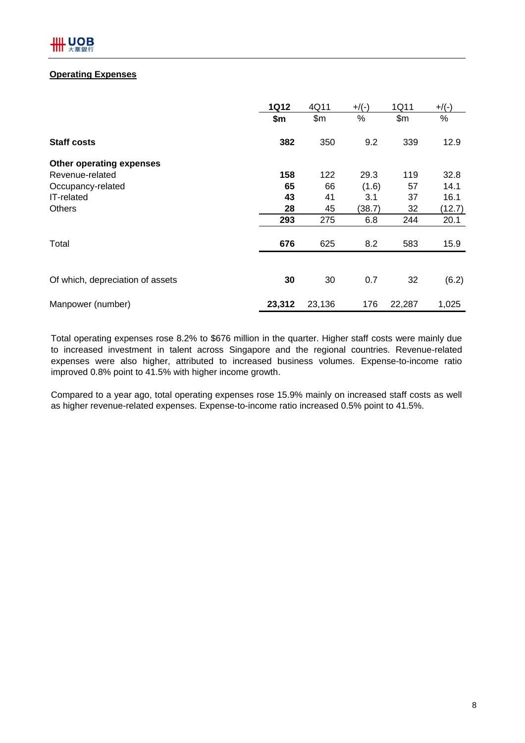## Operating Expenses

| | 1Q12 | 4Q11 | +/(-) | 1Q11 | +/(-) |
|---|---|---|---|---|---|
| | **$m** | $m | % | $m | % |
| **Staff costs** | **382** | 350 | 9.2 | 339 | 12.9 |
| **Other operating expenses** | | | | | |
| Revenue-related | **158** | 122 | 29.3 | 119 | 32.8 |
| Occupancy-related | **65** | 66 | (1.6) | 57 | 14.1 |
| IT-related | **43** | 41 | 3.1 | 37 | 16.1 |
| Others | **28** | 45 | (38.7) | 32 | (12.7) |
| | **293** | 275 | 6.8 | 244 | 20.1 |
| Total | **676** | 625 | 8.2 | 583 | 15.9 |
| Of which, depreciation of assets | **30** | 30 | 0.7 | 32 | (6.2) |
| Manpower (number) | **23,312** | 23,136 | 176 | 22,287 | 1,025 |

Total operating expenses rose 8.2% to $676 million in the quarter. Higher staff costs were mainly due to increased investment in talent across Singapore and the regional countries. Revenue-related expenses were also higher, attributed to increased business volumes. Expense-to-income ratio improved 0.8% point to 41.5% with higher income growth.

Compared to a year ago, total operating expenses rose 15.9% mainly on increased staff costs as well as higher revenue-related expenses. Expense-to-income ratio increased 0.5% point to 41.5%.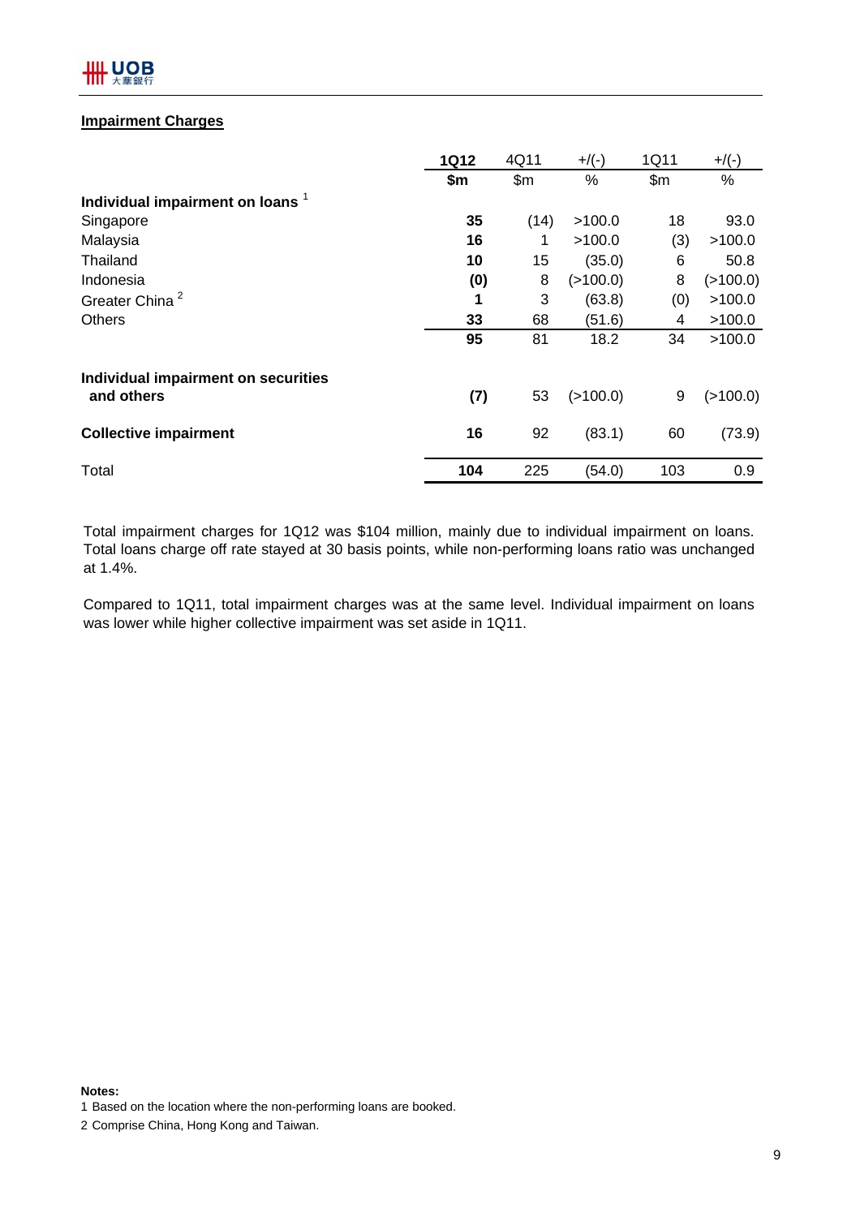## Impairment Charges

| | 1Q12 | 4Q11 | +/(-) | 1Q11 | +/(-) |
|---|---|---|---|---|---|
| | **$m** | $m | % | $m | % |
| **Individual impairment on loans** [1] | | | | | |
| Singapore | **35** | (14) | >100.0 | 18 | 93.0 |
| Malaysia | **16** | 1 | >100.0 | (3) | >100.0 |
| Thailand | **10** | 15 | (35.0) | 6 | 50.8 |
| Indonesia | **(0)** | 8 | (>100.0) | 8 | (>100.0) |
| Greater China [2] | **1** | 3 | (63.8) | (0) | >100.0 |
| Others | **33** | 68 | (51.6) | 4 | >100.0 |
| | **95** | 81 | 18.2 | 34 | >100.0 |
| **Individual impairment on securities and others** | **(7)** | 53 | (>100.0) | 9 | (>100.0) |
| **Collective impairment** | **16** | 92 | (83.1) | 60 | (73.9) |
| Total | **104** | 225 | (54.0) | 103 | 0.9 |

Total impairment charges for 1Q12 was $104 million, mainly due to individual impairment on loans. Total loans charge off rate stayed at 30 basis points, while non-performing loans ratio was unchanged at 1.4%.

Compared to 1Q11, total impairment charges was at the same level. Individual impairment on loans was lower while higher collective impairment was set aside in 1Q11.

**Notes:**

1 Based on the location where the non-performing loans are booked.

2 Comprise China, Hong Kong and Taiwan.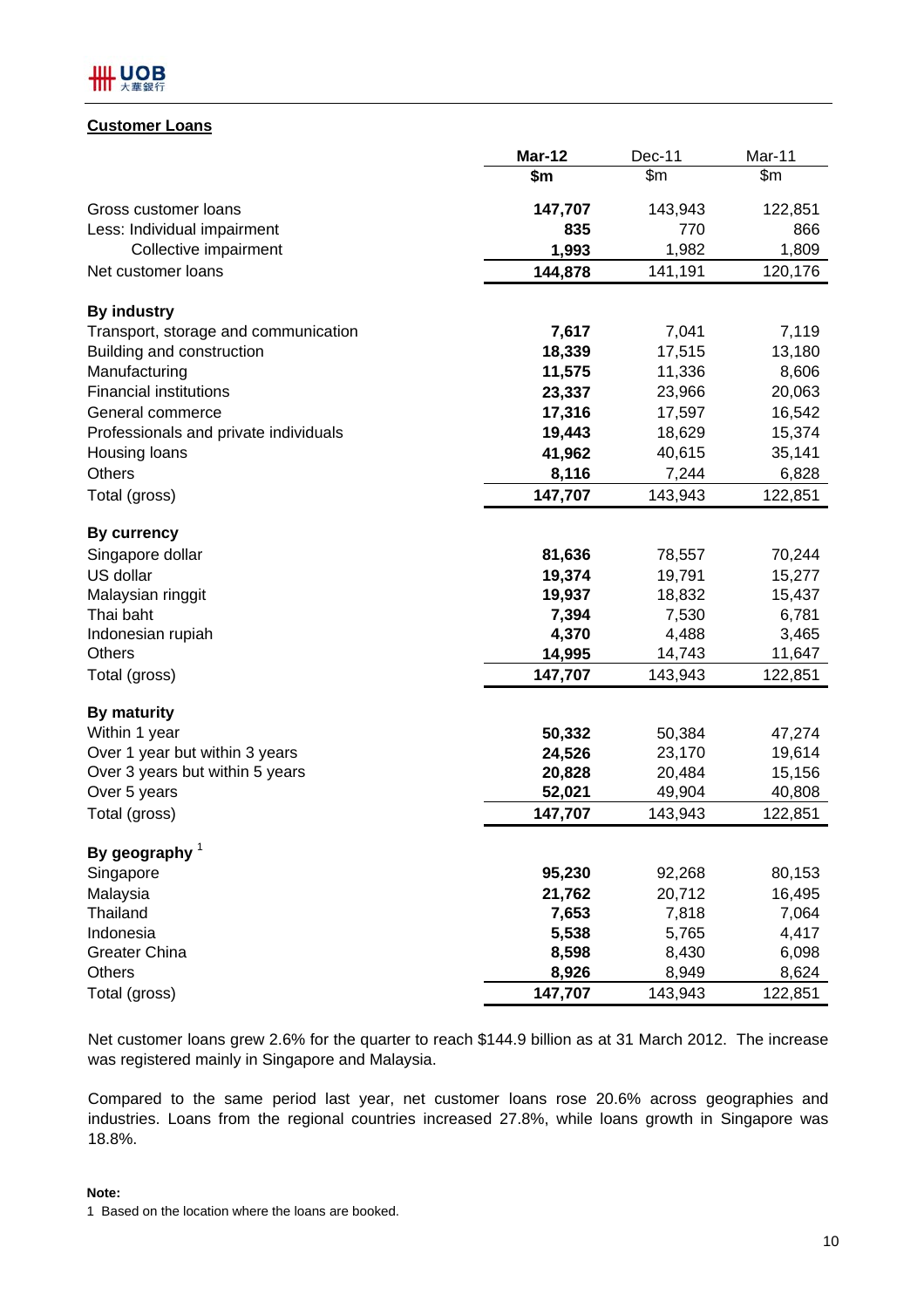## Customer Loans

| | Mar-12 | Dec-11 | Mar-11 |
|---|---|---|---|
| | $m | $m | $m |
| Gross customer loans | **147,707** | 143,943 | 122,851 |
| Less: Individual impairment | **835** | 770 | 866 |
| Collective impairment | **1,993** | 1,982 | 1,809 |
| Net customer loans | **144,878** | 141,191 | 120,176 |
| | | | |
| **By industry** | | | |
| Transport, storage and communication | **7,617** | 7,041 | 7,119 |
| Building and construction | **18,339** | 17,515 | 13,180 |
| Manufacturing | **11,575** | 11,336 | 8,606 |
| Financial institutions | **23,337** | 23,966 | 20,063 |
| General commerce | **17,316** | 17,597 | 16,542 |
| Professionals and private individuals | **19,443** | 18,629 | 15,374 |
| Housing loans | **41,962** | 40,615 | 35,141 |
| Others | **8,116** | 7,244 | 6,828 |
| Total (gross) | **147,707** | 143,943 | 122,851 |
| | | | |
| **By currency** | | | |
| Singapore dollar | **81,636** | 78,557 | 70,244 |
| US dollar | **19,374** | 19,791 | 15,277 |
| Malaysian ringgit | **19,937** | 18,832 | 15,437 |
| Thai baht | **7,394** | 7,530 | 6,781 |
| Indonesian rupiah | **4,370** | 4,488 | 3,465 |
| Others | **14,995** | 14,743 | 11,647 |
| Total (gross) | **147,707** | 143,943 | 122,851 |
| | | | |
| **By maturity** | | | |
| Within 1 year | **50,332** | 50,384 | 47,274 |
| Over 1 year but within 3 years | **24,526** | 23,170 | 19,614 |
| Over 3 years but within 5 years | **20,828** | 20,484 | 15,156 |
| Over 5 years | **52,021** | 49,904 | 40,808 |
| Total (gross) | **147,707** | 143,943 | 122,851 |
| | | | |
| **By geography** [1] | | | |
| Singapore | **95,230** | 92,268 | 80,153 |
| Malaysia | **21,762** | 20,712 | 16,495 |
| Thailand | **7,653** | 7,818 | 7,064 |
| Indonesia | **5,538** | 5,765 | 4,417 |
| Greater China | **8,598** | 8,430 | 6,098 |
| Others | **8,926** | 8,949 | 8,624 |
| Total (gross) | **147,707** | 143,943 | 122,851 |

Net customer loans grew 2.6% for the quarter to reach $144.9 billion as at 31 March 2012. The increase was registered mainly in Singapore and Malaysia.

Compared to the same period last year, net customer loans rose 20.6% across geographies and industries. Loans from the regional countries increased 27.8%, while loans growth in Singapore was 18.8%.

**Note:**

1 Based on the location where the loans are booked.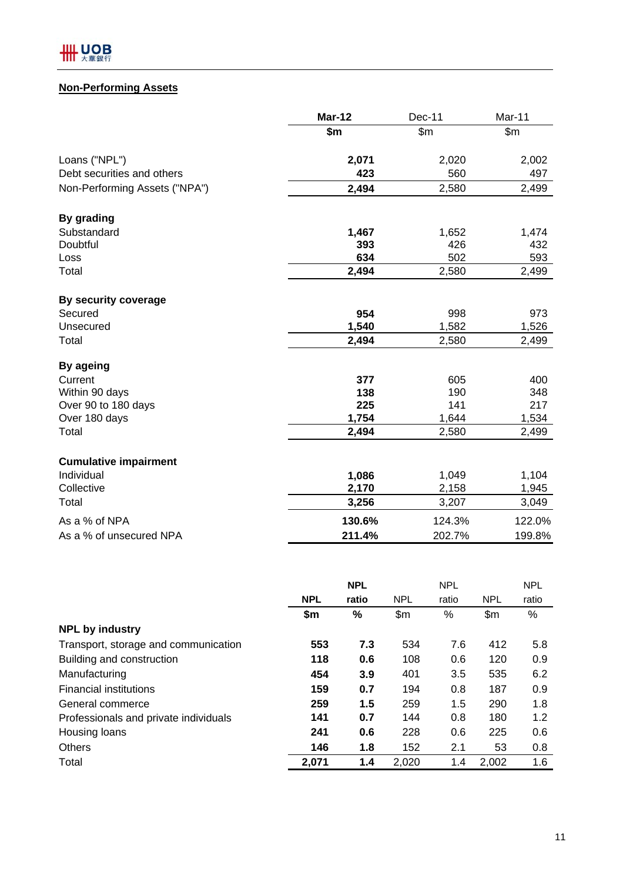## Non-Performing Assets

| | Mar-12 | Dec-11 | Mar-11 |
|---|---|---|---|
| | $m | $m | $m |
| Loans ("NPL") | **2,071** | 2,020 | 2,002 |
| Debt securities and others | **423** | 560 | 497 |
| Non-Performing Assets ("NPA") | **2,494** | 2,580 | 2,499 |
| **By grading** | | | |
| Substandard | **1,467** | 1,652 | 1,474 |
| Doubtful | **393** | 426 | 432 |
| Loss | **634** | 502 | 593 |
| Total | **2,494** | 2,580 | 2,499 |
| **By security coverage** | | | |
| Secured | **954** | 998 | 973 |
| Unsecured | **1,540** | 1,582 | 1,526 |
| Total | **2,494** | 2,580 | 2,499 |
| **By ageing** | | | |
| Current | **377** | 605 | 400 |
| Within 90 days | **138** | 190 | 348 |
| Over 90 to 180 days | **225** | 141 | 217 |
| Over 180 days | **1,754** | 1,644 | 1,534 |
| Total | **2,494** | 2,580 | 2,499 |
| **Cumulative impairment** | | | |
| Individual | **1,086** | 1,049 | 1,104 |
| Collective | **2,170** | 2,158 | 1,945 |
| Total | **3,256** | 3,207 | 3,049 |
| As a % of NPA | **130.6%** | 124.3% | 122.0% |
| As a % of unsecured NPA | **211.4%** | 202.7% | 199.8% |

| | NPL | NPL ratio | NPL | NPL ratio | NPL | NPL ratio |
|---|---|---|---|---|---|---|
| | $m | % | $m | % | $m | % |
| **NPL by industry** | | | | | | |
| Transport, storage and communication | **553** | **7.3** | 534 | 7.6 | 412 | 5.8 |
| Building and construction | **118** | **0.6** | 108 | 0.6 | 120 | 0.9 |
| Manufacturing | **454** | **3.9** | 401 | 3.5 | 535 | 6.2 |
| Financial institutions | **159** | **0.7** | 194 | 0.8 | 187 | 0.9 |
| General commerce | **259** | **1.5** | 259 | 1.5 | 290 | 1.8 |
| Professionals and private individuals | **141** | **0.7** | 144 | 0.8 | 180 | 1.2 |
| Housing loans | **241** | **0.6** | 228 | 0.6 | 225 | 0.6 |
| Others | **146** | **1.8** | 152 | 2.1 | 53 | 0.8 |
| Total | **2,071** | **1.4** | 2,020 | 1.4 | 2,002 | 1.6 |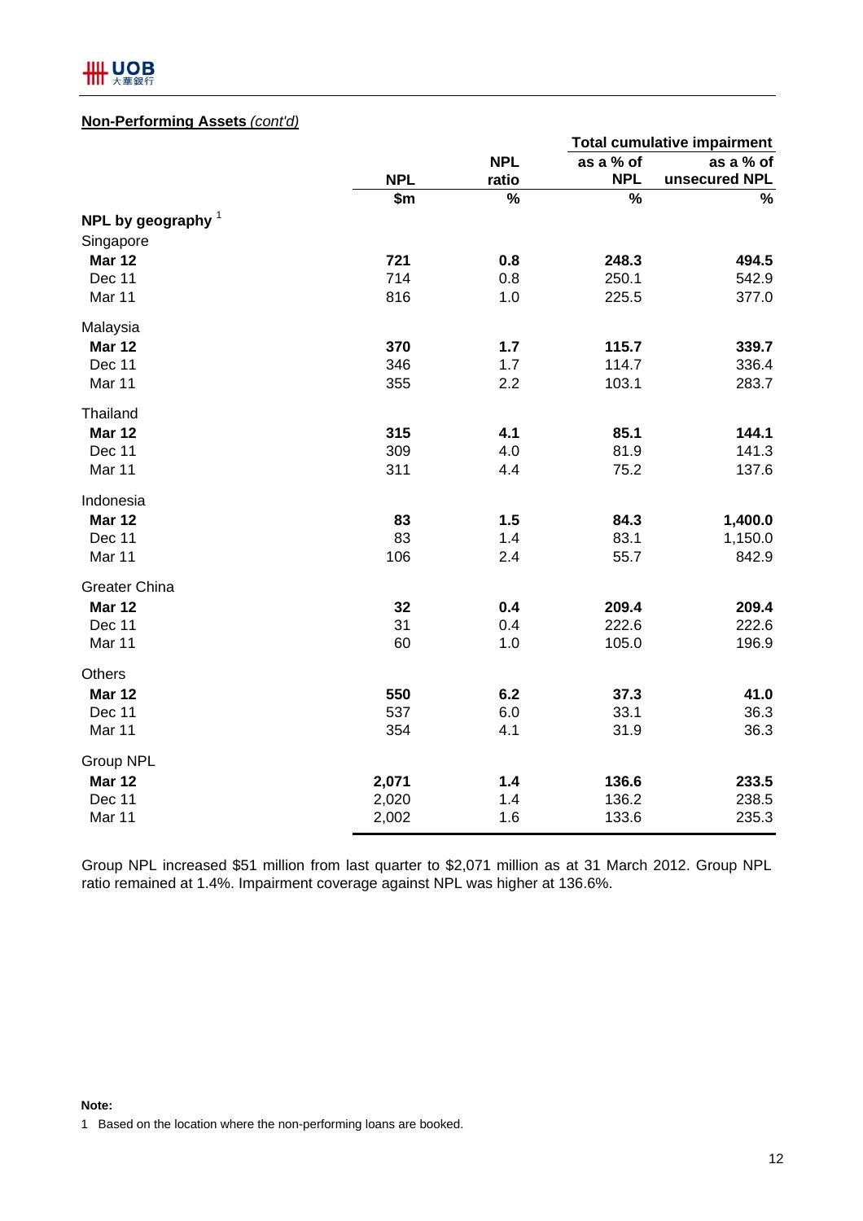## Non-Performing Assets *(cont'd)*

| | | | Total cumulative impairment | |
|---|---|---|---|---|
| | NPL | NPL ratio | as a % of NPL | as a % of unsecured NPL |
| | $m | % | % | % |
| **NPL by geography** [1] | | | | |
| Singapore | | | | |
| **Mar 12** | **721** | **0.8** | **248.3** | **494.5** |
| Dec 11 | 714 | 0.8 | 250.1 | 542.9 |
| Mar 11 | 816 | 1.0 | 225.5 | 377.0 |
| Malaysia | | | | |
| **Mar 12** | **370** | **1.7** | **115.7** | **339.7** |
| Dec 11 | 346 | 1.7 | 114.7 | 336.4 |
| Mar 11 | 355 | 2.2 | 103.1 | 283.7 |
| Thailand | | | | |
| **Mar 12** | **315** | **4.1** | **85.1** | **144.1** |
| Dec 11 | 309 | 4.0 | 81.9 | 141.3 |
| Mar 11 | 311 | 4.4 | 75.2 | 137.6 |
| Indonesia | | | | |
| **Mar 12** | **83** | **1.5** | **84.3** | **1,400.0** |
| Dec 11 | 83 | 1.4 | 83.1 | 1,150.0 |
| Mar 11 | 106 | 2.4 | 55.7 | 842.9 |
| Greater China | | | | |
| **Mar 12** | **32** | **0.4** | **209.4** | **209.4** |
| Dec 11 | 31 | 0.4 | 222.6 | 222.6 |
| Mar 11 | 60 | 1.0 | 105.0 | 196.9 |
| Others | | | | |
| **Mar 12** | **550** | **6.2** | **37.3** | **41.0** |
| Dec 11 | 537 | 6.0 | 33.1 | 36.3 |
| Mar 11 | 354 | 4.1 | 31.9 | 36.3 |
| Group NPL | | | | |
| **Mar 12** | **2,071** | **1.4** | **136.6** | **233.5** |
| Dec 11 | 2,020 | 1.4 | 136.2 | 238.5 |
| Mar 11 | 2,002 | 1.6 | 133.6 | 235.3 |

Group NPL increased $51 million from last quarter to $2,071 million as at 31 March 2012. Group NPL ratio remained at 1.4%. Impairment coverage against NPL was higher at 136.6%.

**Note:**

1 Based on the location where the non-performing loans are booked.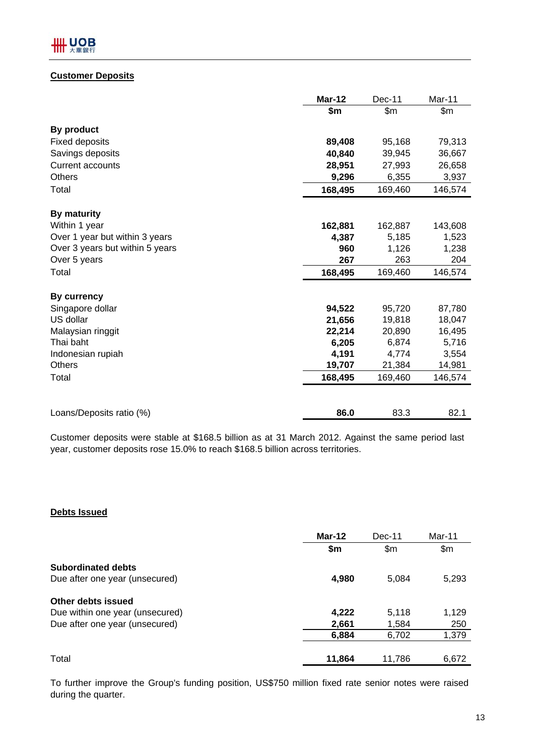## Customer Deposits

| | **Mar-12** | Dec-11 | Mar-11 |
|---|---|---|---|
| | **$m** | $m | $m |
| **By product** | | | |
| Fixed deposits | **89,408** | 95,168 | 79,313 |
| Savings deposits | **40,840** | 39,945 | 36,667 |
| Current accounts | **28,951** | 27,993 | 26,658 |
| Others | **9,296** | 6,355 | 3,937 |
| Total | **168,495** | 169,460 | 146,574 |
| **By maturity** | | | |
| Within 1 year | **162,881** | 162,887 | 143,608 |
| Over 1 year but within 3 years | **4,387** | 5,185 | 1,523 |
| Over 3 years but within 5 years | **960** | 1,126 | 1,238 |
| Over 5 years | **267** | 263 | 204 |
| Total | **168,495** | 169,460 | 146,574 |
| **By currency** | | | |
| Singapore dollar | **94,522** | 95,720 | 87,780 |
| US dollar | **21,656** | 19,818 | 18,047 |
| Malaysian ringgit | **22,214** | 20,890 | 16,495 |
| Thai baht | **6,205** | 6,874 | 5,716 |
| Indonesian rupiah | **4,191** | 4,774 | 3,554 |
| Others | **19,707** | 21,384 | 14,981 |
| Total | **168,495** | 169,460 | 146,574 |
| Loans/Deposits ratio (%) | **86.0** | 83.3 | 82.1 |

Customer deposits were stable at $168.5 billion as at 31 March 2012. Against the same period last year, customer deposits rose 15.0% to reach $168.5 billion across territories.

## Debts Issued

| | **Mar-12** | Dec-11 | Mar-11 |
|---|---|---|---|
| | **$m** | $m | $m |
| **Subordinated debts** | | | |
| Due after one year (unsecured) | **4,980** | 5,084 | 5,293 |
| **Other debts issued** | | | |
| Due within one year (unsecured) | **4,222** | 5,118 | 1,129 |
| Due after one year (unsecured) | **2,661** | 1,584 | 250 |
| | **6,884** | 6,702 | 1,379 |
| Total | **11,864** | 11,786 | 6,672 |

To further improve the Group's funding position, US$750 million fixed rate senior notes were raised during the quarter.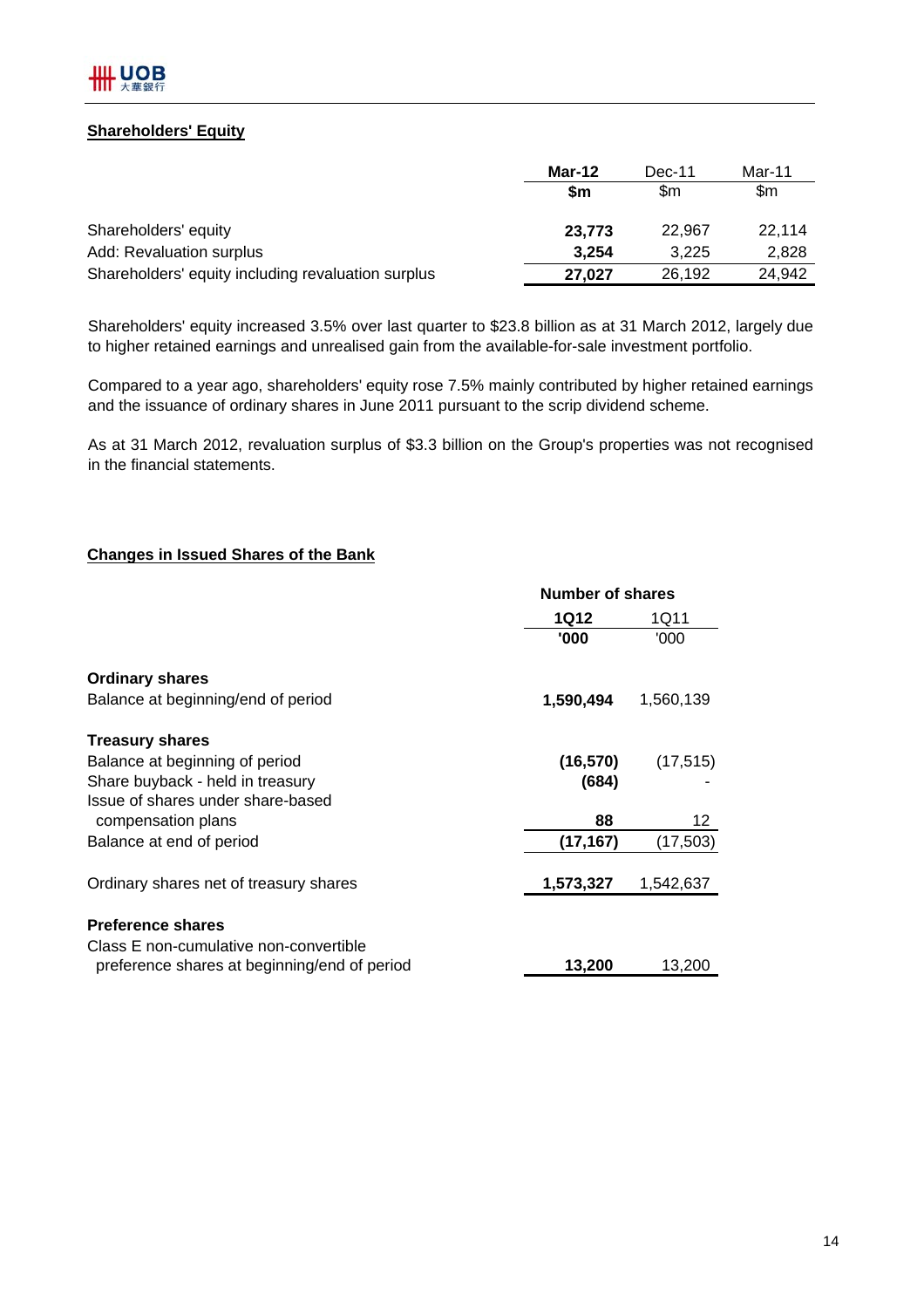## Shareholders' Equity

| | Mar-12 | Dec-11 | Mar-11 |
|---|---|---|---|
| | **$m** | $m | $m |
| Shareholders' equity | **23,773** | 22,967 | 22,114 |
| Add: Revaluation surplus | **3,254** | 3,225 | 2,828 |
| Shareholders' equity including revaluation surplus | **27,027** | 26,192 | 24,942 |

Shareholders' equity increased 3.5% over last quarter to $23.8 billion as at 31 March 2012, largely due to higher retained earnings and unrealised gain from the available-for-sale investment portfolio.

Compared to a year ago, shareholders' equity rose 7.5% mainly contributed by higher retained earnings and the issuance of ordinary shares in June 2011 pursuant to the scrip dividend scheme.

As at 31 March 2012, revaluation surplus of $3.3 billion on the Group's properties was not recognised in the financial statements.

## Changes in Issued Shares of the Bank

| | Number of shares | |
|---|---|---|
| | **1Q12** | 1Q11 |
| | **'000** | '000 |
| **Ordinary shares** | | |
| Balance at beginning/end of period | **1,590,494** | 1,560,139 |
| **Treasury shares** | | |
| Balance at beginning of period | **(16,570)** | (17,515) |
| Share buyback - held in treasury | **(684)** | - |
| Issue of shares under share-based compensation plans | **88** | 12 |
| Balance at end of period | **(17,167)** | (17,503) |
| Ordinary shares net of treasury shares | **1,573,327** | 1,542,637 |
| **Preference shares** | | |
| Class E non-cumulative non-convertible preference shares at beginning/end of period | **13,200** | 13,200 |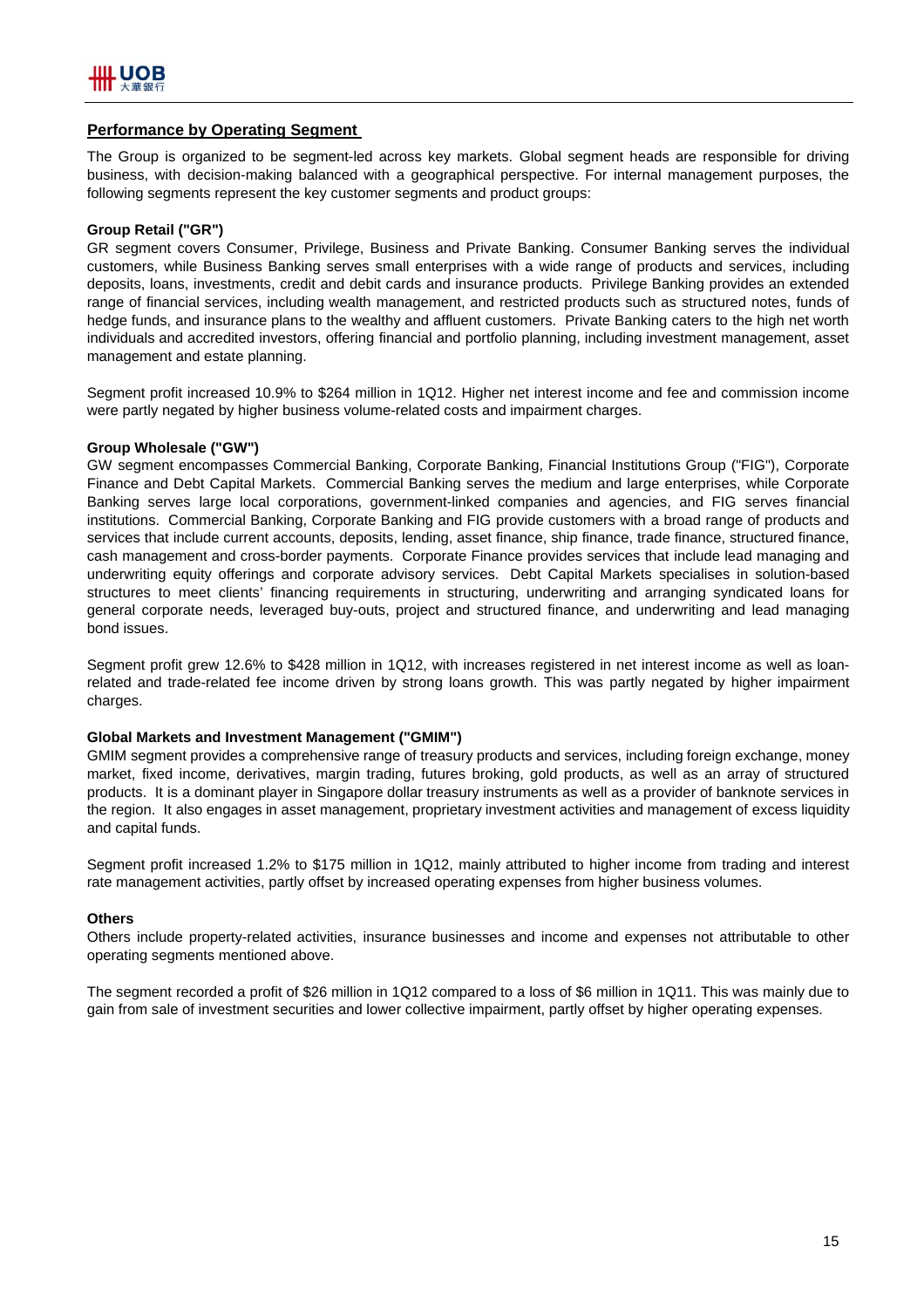## Performance by Operating Segment

The Group is organized to be segment-led across key markets. Global segment heads are responsible for driving business, with decision-making balanced with a geographical perspective. For internal management purposes, the following segments represent the key customer segments and product groups:

**Group Retail ("GR")**

GR segment covers Consumer, Privilege, Business and Private Banking. Consumer Banking serves the individual customers, while Business Banking serves small enterprises with a wide range of products and services, including deposits, loans, investments, credit and debit cards and insurance products. Privilege Banking provides an extended range of financial services, including wealth management, and restricted products such as structured notes, funds of hedge funds, and insurance plans to the wealthy and affluent customers. Private Banking caters to the high net worth individuals and accredited investors, offering financial and portfolio planning, including investment management, asset management and estate planning.

Segment profit increased 10.9% to $264 million in 1Q12. Higher net interest income and fee and commission income were partly negated by higher business volume-related costs and impairment charges.

**Group Wholesale ("GW")**

GW segment encompasses Commercial Banking, Corporate Banking, Financial Institutions Group ("FIG"), Corporate Finance and Debt Capital Markets. Commercial Banking serves the medium and large enterprises, while Corporate Banking serves large local corporations, government-linked companies and agencies, and FIG serves financial institutions. Commercial Banking, Corporate Banking and FIG provide customers with a broad range of products and services that include current accounts, deposits, lending, asset finance, ship finance, trade finance, structured finance, cash management and cross-border payments. Corporate Finance provides services that include lead managing and underwriting equity offerings and corporate advisory services. Debt Capital Markets specialises in solution-based structures to meet clients' financing requirements in structuring, underwriting and arranging syndicated loans for general corporate needs, leveraged buy-outs, project and structured finance, and underwriting and lead managing bond issues.

Segment profit grew 12.6% to $428 million in 1Q12, with increases registered in net interest income as well as loan-related and trade-related fee income driven by strong loans growth. This was partly negated by higher impairment charges.

**Global Markets and Investment Management ("GMIM")**

GMIM segment provides a comprehensive range of treasury products and services, including foreign exchange, money market, fixed income, derivatives, margin trading, futures broking, gold products, as well as an array of structured products. It is a dominant player in Singapore dollar treasury instruments as well as a provider of banknote services in the region. It also engages in asset management, proprietary investment activities and management of excess liquidity and capital funds.

Segment profit increased 1.2% to $175 million in 1Q12, mainly attributed to higher income from trading and interest rate management activities, partly offset by increased operating expenses from higher business volumes.

**Others**

Others include property-related activities, insurance businesses and income and expenses not attributable to other operating segments mentioned above.

The segment recorded a profit of $26 million in 1Q12 compared to a loss of $6 million in 1Q11. This was mainly due to gain from sale of investment securities and lower collective impairment, partly offset by higher operating expenses.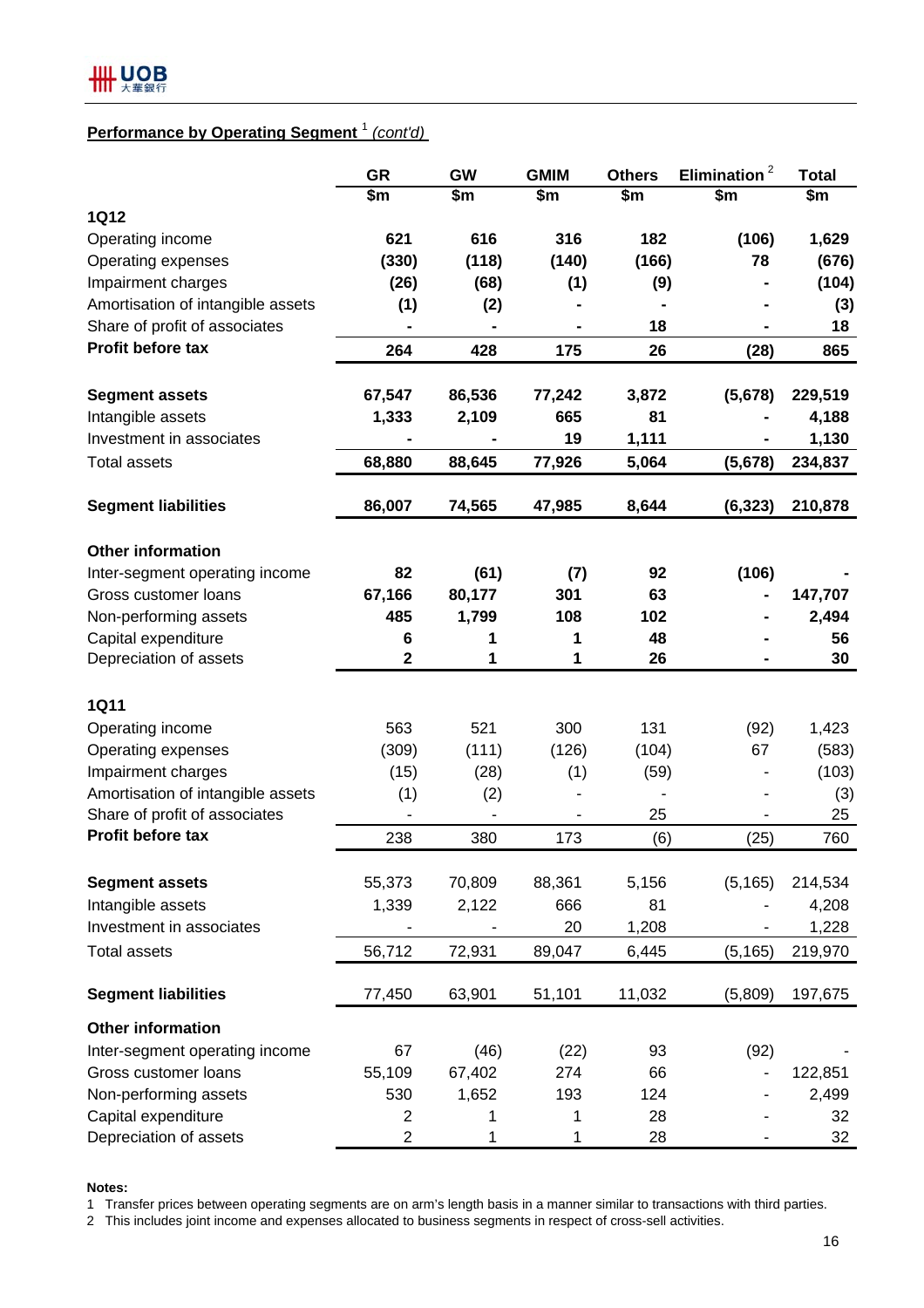## Performance by Operating Segment [1] *(cont'd)*

| | GR | GW | GMIM | Others | Elimination [2] | Total |
|---|---|---|---|---|---|---|
| | $m | $m | $m | $m | $m | $m |
| **1Q12** | | | | | | |
| Operating income | **621** | **616** | **316** | **182** | **(106)** | **1,629** |
| Operating expenses | **(330)** | **(118)** | **(140)** | **(166)** | **78** | **(676)** |
| Impairment charges | **(26)** | **(68)** | **(1)** | **(9)** | **-** | **(104)** |
| Amortisation of intangible assets | **(1)** | **(2)** | **-** | **-** | **-** | **(3)** |
| Share of profit of associates | **-** | **-** | **-** | **18** | **-** | **18** |
| **Profit before tax** | **264** | **428** | **175** | **26** | **(28)** | **865** |
| | | | | | | |
| **Segment assets** | **67,547** | **86,536** | **77,242** | **3,872** | **(5,678)** | **229,519** |
| Intangible assets | **1,333** | **2,109** | **665** | **81** | **-** | **4,188** |
| Investment in associates | **-** | **-** | **19** | **1,111** | **-** | **1,130** |
| Total assets | **68,880** | **88,645** | **77,926** | **5,064** | **(5,678)** | **234,837** |
| | | | | | | |
| **Segment liabilities** | **86,007** | **74,565** | **47,985** | **8,644** | **(6,323)** | **210,878** |
| | | | | | | |
| **Other information** | | | | | | |
| Inter-segment operating income | **82** | **(61)** | **(7)** | **92** | **(106)** | **-** |
| Gross customer loans | **67,166** | **80,177** | **301** | **63** | **-** | **147,707** |
| Non-performing assets | **485** | **1,799** | **108** | **102** | **-** | **2,494** |
| Capital expenditure | **6** | **1** | **1** | **48** | **-** | **56** |
| Depreciation of assets | **2** | **1** | **1** | **26** | **-** | **30** |
| | | | | | | |
| **1Q11** | | | | | | |
| Operating income | 563 | 521 | 300 | 131 | (92) | 1,423 |
| Operating expenses | (309) | (111) | (126) | (104) | 67 | (583) |
| Impairment charges | (15) | (28) | (1) | (59) | - | (103) |
| Amortisation of intangible assets | (1) | (2) | - | - | - | (3) |
| Share of profit of associates | - | - | - | 25 | - | 25 |
| **Profit before tax** | 238 | 380 | 173 | (6) | (25) | 760 |
| | | | | | | |
| **Segment assets** | 55,373 | 70,809 | 88,361 | 5,156 | (5,165) | 214,534 |
| Intangible assets | 1,339 | 2,122 | 666 | 81 | - | 4,208 |
| Investment in associates | - | - | 20 | 1,208 | - | 1,228 |
| Total assets | 56,712 | 72,931 | 89,047 | 6,445 | (5,165) | 219,970 |
| | | | | | | |
| **Segment liabilities** | 77,450 | 63,901 | 51,101 | 11,032 | (5,809) | 197,675 |
| | | | | | | |
| **Other information** | | | | | | |
| Inter-segment operating income | 67 | (46) | (22) | 93 | (92) | - |
| Gross customer loans | 55,109 | 67,402 | 274 | 66 | - | 122,851 |
| Non-performing assets | 530 | 1,652 | 193 | 124 | - | 2,499 |
| Capital expenditure | 2 | 1 | 1 | 28 | - | 32 |
| Depreciation of assets | 2 | 1 | 1 | 28 | - | 32 |

**Notes:**

1 Transfer prices between operating segments are on arm's length basis in a manner similar to transactions with third parties.

2 This includes joint income and expenses allocated to business segments in respect of cross-sell activities.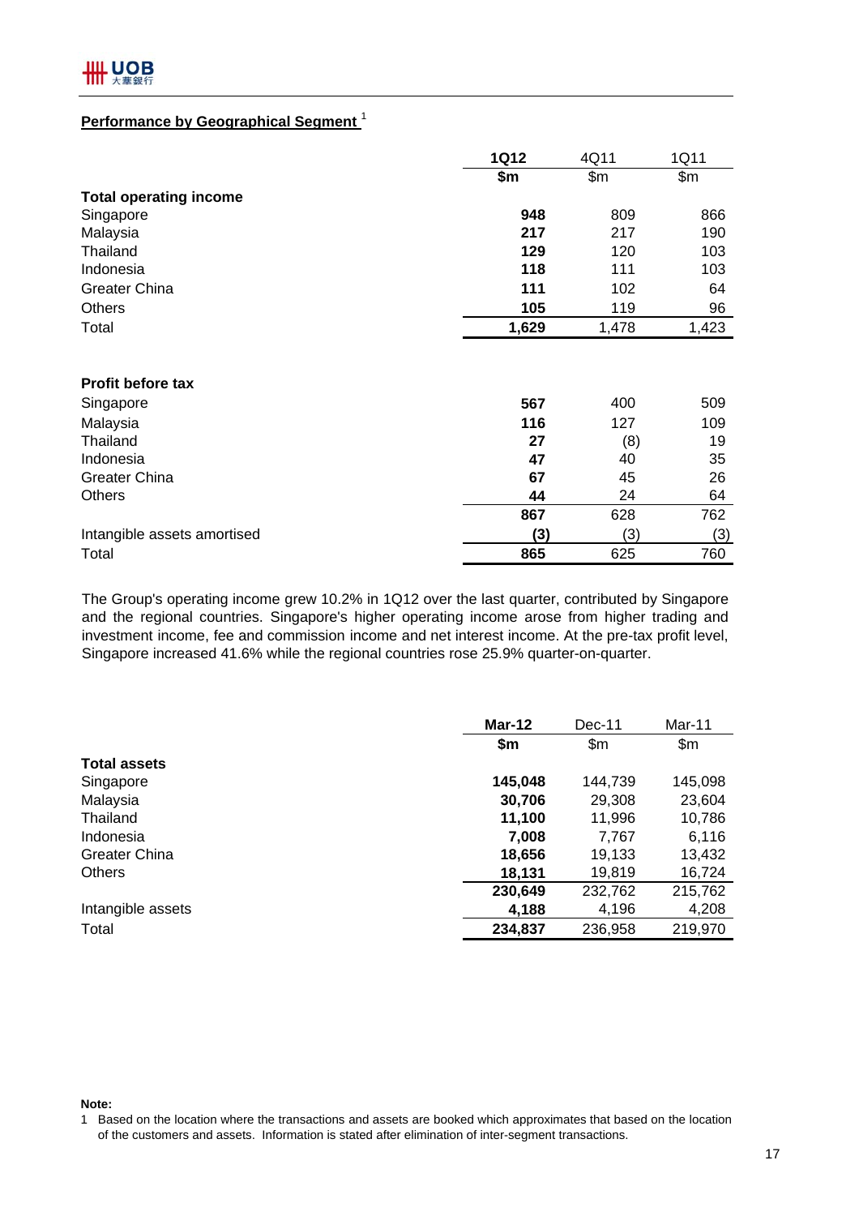## Performance by Geographical Segment [1]

| | 1Q12 | 4Q11 | 1Q11 |
|---|---|---|---|
| | $m | $m | $m |
| **Total operating income** | | | |
| Singapore | **948** | 809 | 866 |
| Malaysia | **217** | 217 | 190 |
| Thailand | **129** | 120 | 103 |
| Indonesia | **118** | 111 | 103 |
| Greater China | **111** | 102 | 64 |
| Others | **105** | 119 | 96 |
| Total | **1,629** | 1,478 | 1,423 |
| | | | |
| **Profit before tax** | | | |
| Singapore | **567** | 400 | 509 |
| Malaysia | **116** | 127 | 109 |
| Thailand | **27** | (8) | 19 |
| Indonesia | **47** | 40 | 35 |
| Greater China | **67** | 45 | 26 |
| Others | **44** | 24 | 64 |
| | **867** | 628 | 762 |
| Intangible assets amortised | **(3)** | (3) | (3) |
| Total | **865** | 625 | 760 |

The Group's operating income grew 10.2% in 1Q12 over the last quarter, contributed by Singapore and the regional countries. Singapore's higher operating income arose from higher trading and investment income, fee and commission income and net interest income. At the pre-tax profit level, Singapore increased 41.6% while the regional countries rose 25.9% quarter-on-quarter.

| | Mar-12 | Dec-11 | Mar-11 |
|---|---|---|---|
| | $m | $m | $m |
| **Total assets** | | | |
| Singapore | **145,048** | 144,739 | 145,098 |
| Malaysia | **30,706** | 29,308 | 23,604 |
| Thailand | **11,100** | 11,996 | 10,786 |
| Indonesia | **7,008** | 7,767 | 6,116 |
| Greater China | **18,656** | 19,133 | 13,432 |
| Others | **18,131** | 19,819 | 16,724 |
| | **230,649** | 232,762 | 215,762 |
| Intangible assets | **4,188** | 4,196 | 4,208 |
| Total | **234,837** | 236,958 | 219,970 |

**Note:**

1 Based on the location where the transactions and assets are booked which approximates that based on the location of the customers and assets. Information is stated after elimination of inter-segment transactions.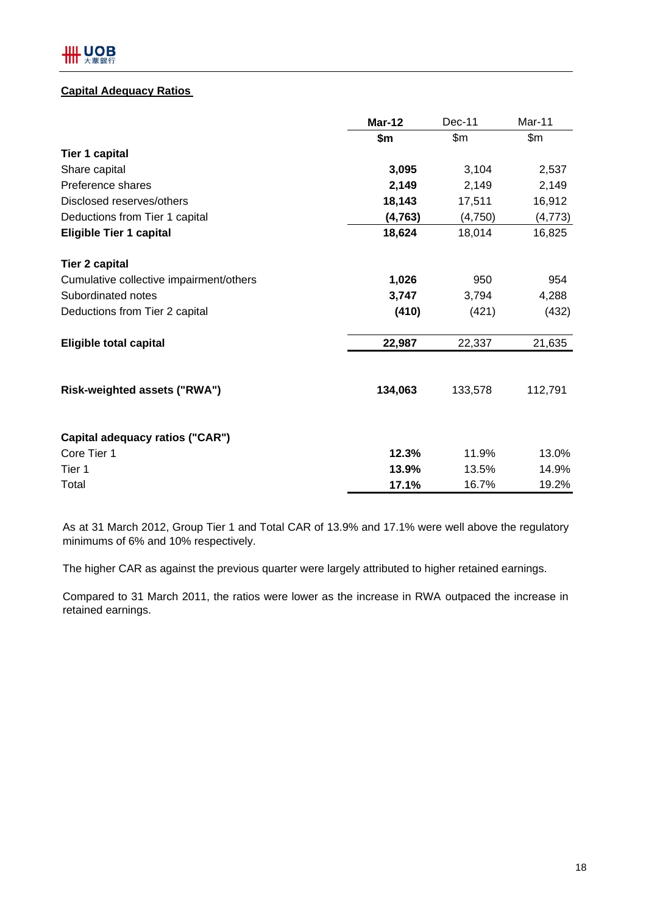## Capital Adequacy Ratios

| | **Mar-12** | Dec-11 | Mar-11 |
|---|---|---|---|
| | **\$m** | \$m | \$m |
| **Tier 1 capital** | | | |
| Share capital | **3,095** | 3,104 | 2,537 |
| Preference shares | **2,149** | 2,149 | 2,149 |
| Disclosed reserves/others | **18,143** | 17,511 | 16,912 |
| Deductions from Tier 1 capital | **(4,763)** | (4,750) | (4,773) |
| **Eligible Tier 1 capital** | **18,624** | 18,014 | 16,825 |
| | | | |
| **Tier 2 capital** | | | |
| Cumulative collective impairment/others | **1,026** | 950 | 954 |
| Subordinated notes | **3,747** | 3,794 | 4,288 |
| Deductions from Tier 2 capital | **(410)** | (421) | (432) |
| | | | |
| **Eligible total capital** | **22,987** | 22,337 | 21,635 |
| | | | |
| **Risk-weighted assets ("RWA")** | **134,063** | 133,578 | 112,791 |
| | | | |
| **Capital adequacy ratios ("CAR")** | | | |
| Core Tier 1 | **12.3%** | 11.9% | 13.0% |
| Tier 1 | **13.9%** | 13.5% | 14.9% |
| Total | **17.1%** | 16.7% | 19.2% |

As at 31 March 2012, Group Tier 1 and Total CAR of 13.9% and 17.1% were well above the regulatory minimums of 6% and 10% respectively.

The higher CAR as against the previous quarter were largely attributed to higher retained earnings.

Compared to 31 March 2011, the ratios were lower as the increase in RWA outpaced the increase in retained earnings.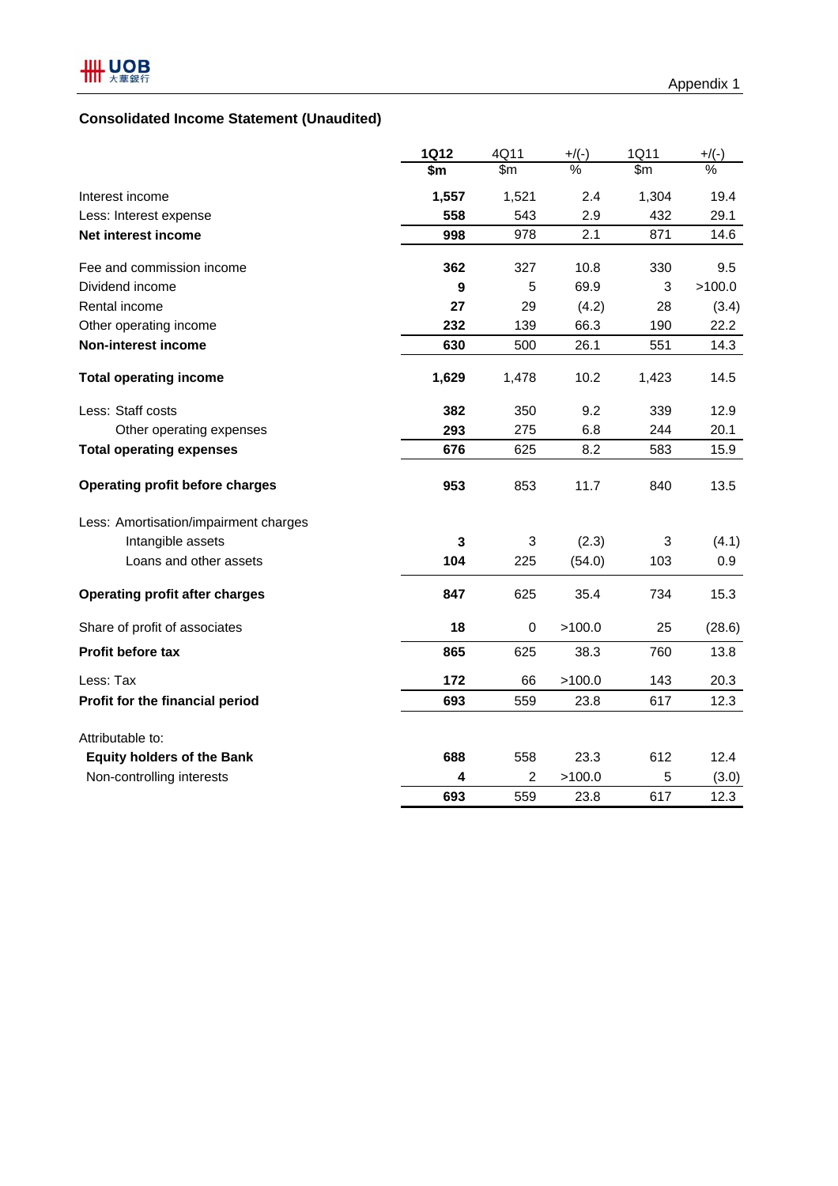Appendix 1

## Consolidated Income Statement (Unaudited)

| | 1Q12 | 4Q11 | +/(-) | 1Q11 | +/(-) |
|---|---|---|---|---|---|
| | $m | $m | % | $m | % |
| Interest income | **1,557** | 1,521 | 2.4 | 1,304 | 19.4 |
| Less: Interest expense | **558** | 543 | 2.9 | 432 | 29.1 |
| **Net interest income** | **998** | 978 | 2.1 | 871 | 14.6 |
| Fee and commission income | **362** | 327 | 10.8 | 330 | 9.5 |
| Dividend income | **9** | 5 | 69.9 | 3 | >100.0 |
| Rental income | **27** | 29 | (4.2) | 28 | (3.4) |
| Other operating income | **232** | 139 | 66.3 | 190 | 22.2 |
| **Non-interest income** | **630** | 500 | 26.1 | 551 | 14.3 |
| **Total operating income** | **1,629** | 1,478 | 10.2 | 1,423 | 14.5 |
| Less: Staff costs | **382** | 350 | 9.2 | 339 | 12.9 |
| Other operating expenses | **293** | 275 | 6.8 | 244 | 20.1 |
| **Total operating expenses** | **676** | 625 | 8.2 | 583 | 15.9 |
| **Operating profit before charges** | **953** | 853 | 11.7 | 840 | 13.5 |
| Less: Amortisation/impairment charges | | | | | |
| Intangible assets | **3** | 3 | (2.3) | 3 | (4.1) |
| Loans and other assets | **104** | 225 | (54.0) | 103 | 0.9 |
| **Operating profit after charges** | **847** | 625 | 35.4 | 734 | 15.3 |
| Share of profit of associates | **18** | 0 | >100.0 | 25 | (28.6) |
| **Profit before tax** | **865** | 625 | 38.3 | 760 | 13.8 |
| Less: Tax | **172** | 66 | >100.0 | 143 | 20.3 |
| **Profit for the financial period** | **693** | 559 | 23.8 | 617 | 12.3 |
| Attributable to: | | | | | |
| **Equity holders of the Bank** | **688** | 558 | 23.3 | 612 | 12.4 |
| Non-controlling interests | **4** | 2 | >100.0 | 5 | (3.0) |
| | **693** | 559 | 23.8 | 617 | 12.3 |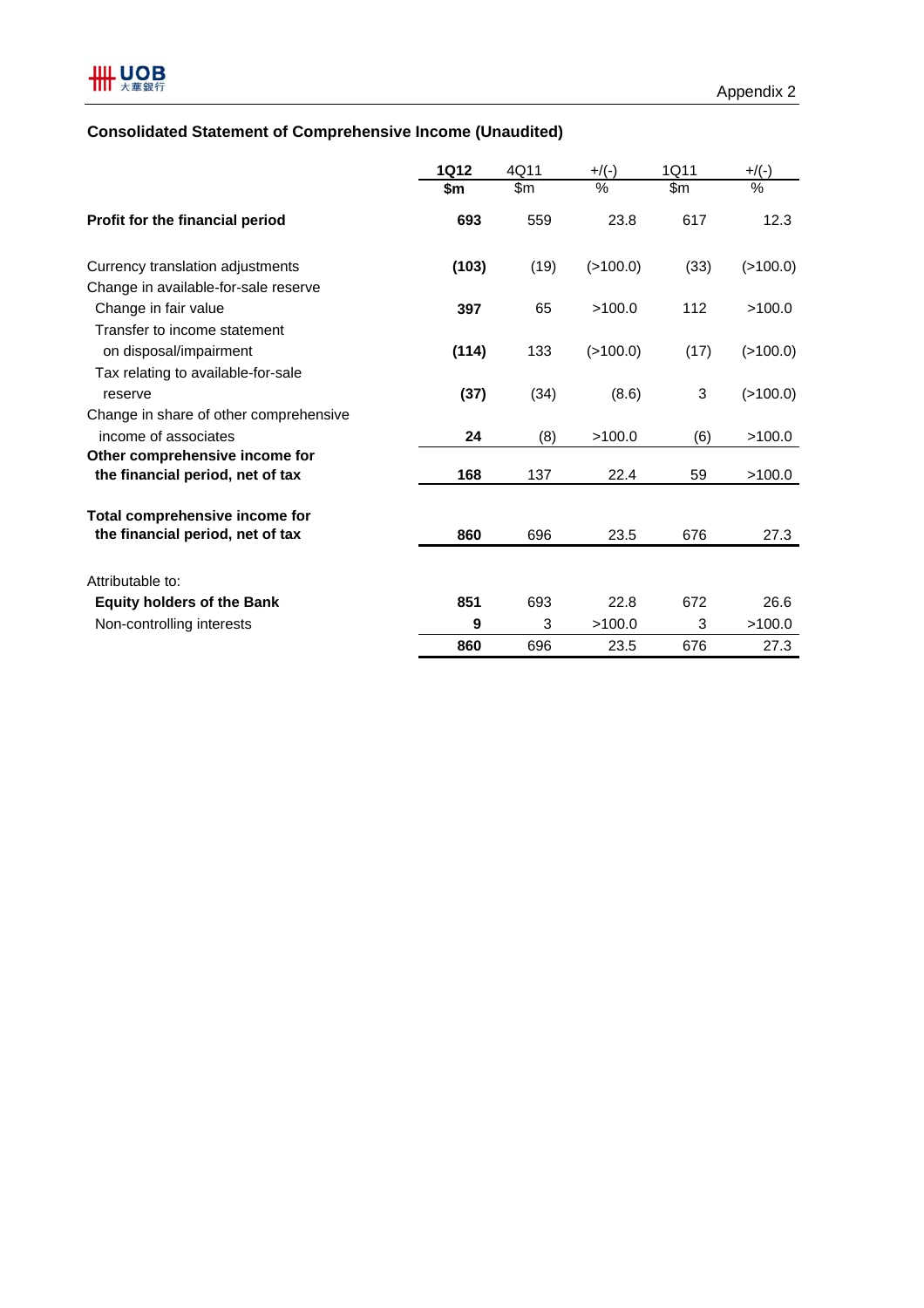Appendix 2

## Consolidated Statement of Comprehensive Income (Unaudited)

| | 1Q12 | 4Q11 | +/(-) | 1Q11 | +/(-) |
|---|---|---|---|---|---|
| | $m | $m | % | $m | % |
| **Profit for the financial period** | **693** | 559 | 23.8 | 617 | 12.3 |
| Currency translation adjustments | **(103)** | (19) | (>100.0) | (33) | (>100.0) |
| Change in available-for-sale reserve | | | | | |
| Change in fair value | **397** | 65 | >100.0 | 112 | >100.0 |
| Transfer to income statement on disposal/impairment | **(114)** | 133 | (>100.0) | (17) | (>100.0) |
| Tax relating to available-for-sale reserve | **(37)** | (34) | (8.6) | 3 | (>100.0) |
| Change in share of other comprehensive income of associates | **24** | (8) | >100.0 | (6) | >100.0 |
| **Other comprehensive income for the financial period, net of tax** | **168** | 137 | 22.4 | 59 | >100.0 |
| **Total comprehensive income for the financial period, net of tax** | **860** | 696 | 23.5 | 676 | 27.3 |
| Attributable to: | | | | | |
| **Equity holders of the Bank** | **851** | 693 | 22.8 | 672 | 26.6 |
| Non-controlling interests | **9** | 3 | >100.0 | 3 | >100.0 |
| | **860** | 696 | 23.5 | 676 | 27.3 |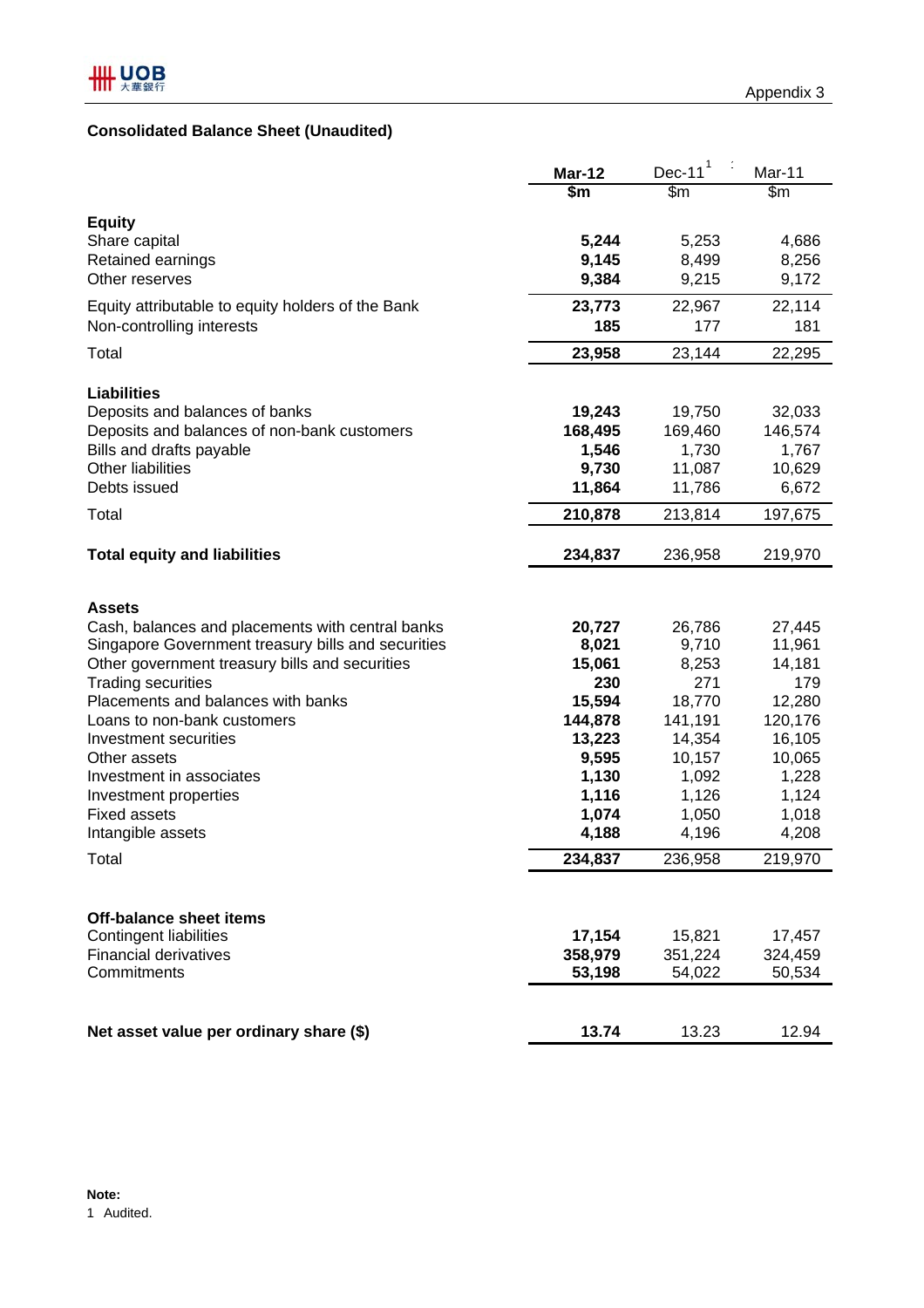Appendix 3

## Consolidated Balance Sheet (Unaudited)

| | **Mar-12** | Dec-11[1] | Mar-11 |
|---|---|---|---|
| | **$m** | $m | $m |
| **Equity** | | | |
| Share capital | **5,244** | 5,253 | 4,686 |
| Retained earnings | **9,145** | 8,499 | 8,256 |
| Other reserves | **9,384** | 9,215 | 9,172 |
| Equity attributable to equity holders of the Bank | **23,773** | 22,967 | 22,114 |
| Non-controlling interests | **185** | 177 | 181 |
| Total | **23,958** | 23,144 | 22,295 |
| **Liabilities** | | | |
| Deposits and balances of banks | **19,243** | 19,750 | 32,033 |
| Deposits and balances of non-bank customers | **168,495** | 169,460 | 146,574 |
| Bills and drafts payable | **1,546** | 1,730 | 1,767 |
| Other liabilities | **9,730** | 11,087 | 10,629 |
| Debts issued | **11,864** | 11,786 | 6,672 |
| Total | **210,878** | 213,814 | 197,675 |
| **Total equity and liabilities** | **234,837** | 236,958 | 219,970 |
| **Assets** | | | |
| Cash, balances and placements with central banks | **20,727** | 26,786 | 27,445 |
| Singapore Government treasury bills and securities | **8,021** | 9,710 | 11,961 |
| Other government treasury bills and securities | **15,061** | 8,253 | 14,181 |
| Trading securities | **230** | 271 | 179 |
| Placements and balances with banks | **15,594** | 18,770 | 12,280 |
| Loans to non-bank customers | **144,878** | 141,191 | 120,176 |
| Investment securities | **13,223** | 14,354 | 16,105 |
| Other assets | **9,595** | 10,157 | 10,065 |
| Investment in associates | **1,130** | 1,092 | 1,228 |
| Investment properties | **1,116** | 1,126 | 1,124 |
| Fixed assets | **1,074** | 1,050 | 1,018 |
| Intangible assets | **4,188** | 4,196 | 4,208 |
| Total | **234,837** | 236,958 | 219,970 |
| **Off-balance sheet items** | | | |
| Contingent liabilities | **17,154** | 15,821 | 17,457 |
| Financial derivatives | **358,979** | 351,224 | 324,459 |
| Commitments | **53,198** | 54,022 | 50,534 |
| **Net asset value per ordinary share ($)** | **13.74** | 13.23 | 12.94 |

**Note:**

1 Audited.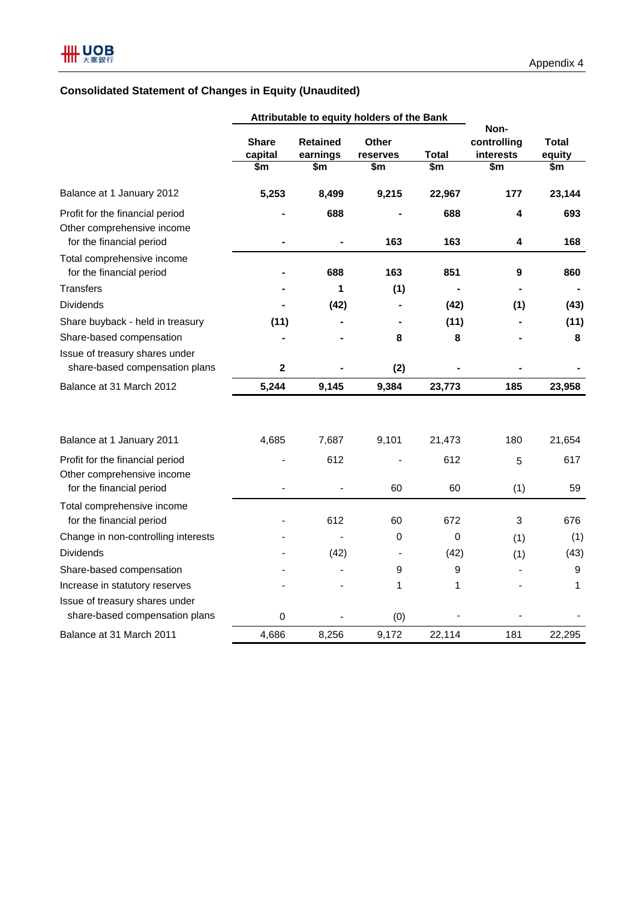Appendix 4

## Consolidated Statement of Changes in Equity (Unaudited)

| | Attributable to equity holders of the Bank | | | | | |
|---|---|---|---|---|---|---|
| | Share capital $m | Retained earnings $m | Other reserves $m | Total $m | Non-controlling interests $m | Total equity $m |
| **Balance at 1 January 2012** | **5,253** | **8,499** | **9,215** | **22,967** | **177** | **23,144** |
| Profit for the financial period | **-** | **688** | **-** | **688** | **4** | **693** |
| Other comprehensive income for the financial period | **-** | **-** | **163** | **163** | **4** | **168** |
| Total comprehensive income for the financial period | **-** | **688** | **163** | **851** | **9** | **860** |
| Transfers | **-** | **1** | **(1)** | **-** | **-** | **-** |
| Dividends | **-** | **(42)** | **-** | **(42)** | **(1)** | **(43)** |
| Share buyback - held in treasury | **(11)** | **-** | **-** | **(11)** | **-** | **(11)** |
| Share-based compensation | **-** | **-** | **8** | **8** | **-** | **8** |
| Issue of treasury shares under share-based compensation plans | **2** | **-** | **(2)** | **-** | **-** | **-** |
| **Balance at 31 March 2012** | **5,244** | **9,145** | **9,384** | **23,773** | **185** | **23,958** |
| | | | | | | |
| Balance at 1 January 2011 | 4,685 | 7,687 | 9,101 | 21,473 | 180 | 21,654 |
| Profit for the financial period | - | 612 | - | 612 | 5 | 617 |
| Other comprehensive income for the financial period | - | - | 60 | 60 | (1) | 59 |
| Total comprehensive income for the financial period | - | 612 | 60 | 672 | 3 | 676 |
| Change in non-controlling interests | - | - | 0 | 0 | (1) | (1) |
| Dividends | - | (42) | - | (42) | (1) | (43) |
| Share-based compensation | - | - | 9 | 9 | - | 9 |
| Increase in statutory reserves | - | - | 1 | 1 | - | 1 |
| Issue of treasury shares under share-based compensation plans | 0 | - | (0) | - | - | - |
| Balance at 31 March 2011 | 4,686 | 8,256 | 9,172 | 22,114 | 181 | 22,295 |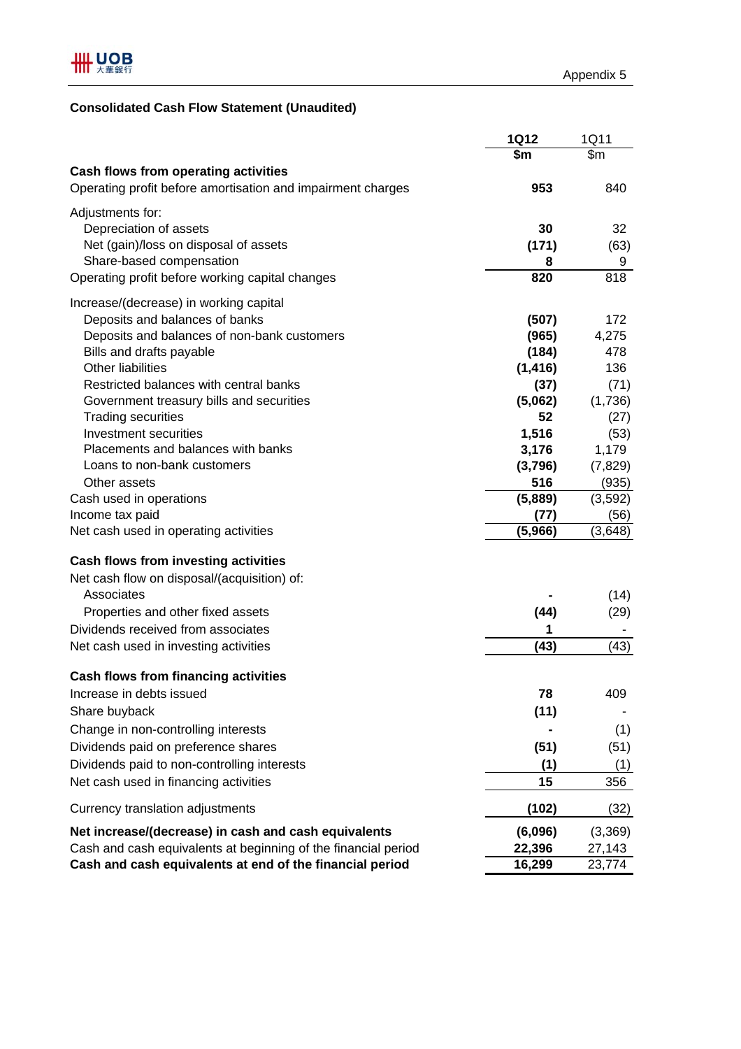Appendix 5

## Consolidated Cash Flow Statement (Unaudited)

| | 1Q12 | 1Q11 |
|---|---|---|
| | $m | $m |
| **Cash flows from operating activities** | | |
| Operating profit before amortisation and impairment charges | 953 | 840 |
| Adjustments for: | | |
| Depreciation of assets | 30 | 32 |
| Net (gain)/loss on disposal of assets | (171) | (63) |
| Share-based compensation | 8 | 9 |
| Operating profit before working capital changes | 820 | 818 |
| Increase/(decrease) in working capital | | |
| Deposits and balances of banks | (507) | 172 |
| Deposits and balances of non-bank customers | (965) | 4,275 |
| Bills and drafts payable | (184) | 478 |
| Other liabilities | (1,416) | 136 |
| Restricted balances with central banks | (37) | (71) |
| Government treasury bills and securities | (5,062) | (1,736) |
| Trading securities | 52 | (27) |
| Investment securities | 1,516 | (53) |
| Placements and balances with banks | 3,176 | 1,179 |
| Loans to non-bank customers | (3,796) | (7,829) |
| Other assets | 516 | (935) |
| Cash used in operations | (5,889) | (3,592) |
| Income tax paid | (77) | (56) |
| Net cash used in operating activities | (5,966) | (3,648) |
| **Cash flows from investing activities** | | |
| Net cash flow on disposal/(acquisition) of: | | |
| Associates | - | (14) |
| Properties and other fixed assets | (44) | (29) |
| Dividends received from associates | 1 | - |
| Net cash used in investing activities | (43) | (43) |
| **Cash flows from financing activities** | | |
| Increase in debts issued | 78 | 409 |
| Share buyback | (11) | - |
| Change in non-controlling interests | - | (1) |
| Dividends paid on preference shares | (51) | (51) |
| Dividends paid to non-controlling interests | (1) | (1) |
| Net cash used in financing activities | 15 | 356 |
| Currency translation adjustments | (102) | (32) |
| **Net increase/(decrease) in cash and cash equivalents** | (6,096) | (3,369) |
| Cash and cash equivalents at beginning of the financial period | 22,396 | 27,143 |
| **Cash and cash equivalents at end of the financial period** | 16,299 | 23,774 |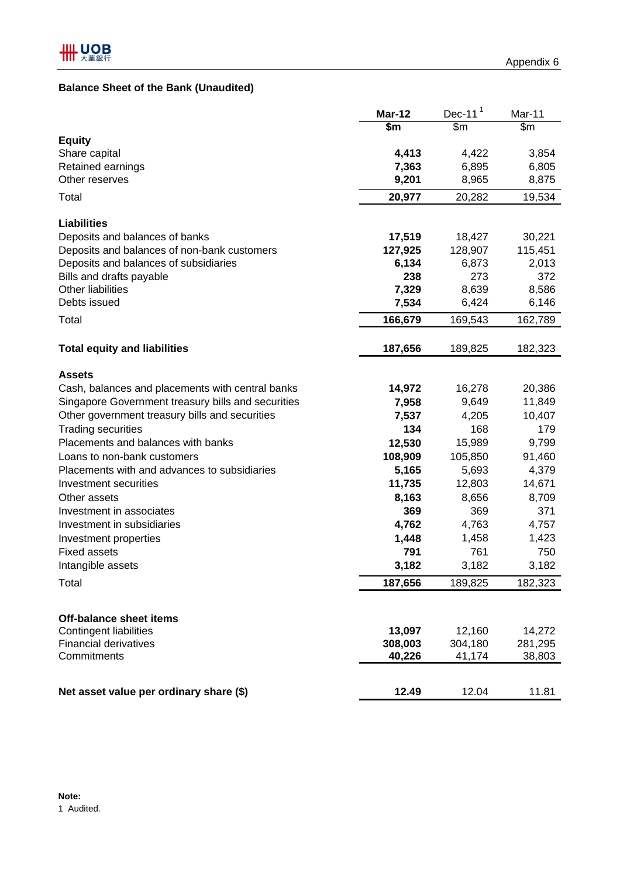Appendix 6

## Balance Sheet of the Bank (Unaudited)

| | Mar-12 | Dec-11[1] | Mar-11 |
|---|---|---|---|
| | $m | $m | $m |
| **Equity** | | | |
| Share capital | **4,413** | 4,422 | 3,854 |
| Retained earnings | **7,363** | 6,895 | 6,805 |
| Other reserves | **9,201** | 8,965 | 8,875 |
| Total | **20,977** | 20,282 | 19,534 |
| **Liabilities** | | | |
| Deposits and balances of banks | **17,519** | 18,427 | 30,221 |
| Deposits and balances of non-bank customers | **127,925** | 128,907 | 115,451 |
| Deposits and balances of subsidiaries | **6,134** | 6,873 | 2,013 |
| Bills and drafts payable | **238** | 273 | 372 |
| Other liabilities | **7,329** | 8,639 | 8,586 |
| Debts issued | **7,534** | 6,424 | 6,146 |
| Total | **166,679** | 169,543 | 162,789 |
| **Total equity and liabilities** | **187,656** | 189,825 | 182,323 |
| **Assets** | | | |
| Cash, balances and placements with central banks | **14,972** | 16,278 | 20,386 |
| Singapore Government treasury bills and securities | **7,958** | 9,649 | 11,849 |
| Other government treasury bills and securities | **7,537** | 4,205 | 10,407 |
| Trading securities | **134** | 168 | 179 |
| Placements and balances with banks | **12,530** | 15,989 | 9,799 |
| Loans to non-bank customers | **108,909** | 105,850 | 91,460 |
| Placements with and advances to subsidiaries | **5,165** | 5,693 | 4,379 |
| Investment securities | **11,735** | 12,803 | 14,671 |
| Other assets | **8,163** | 8,656 | 8,709 |
| Investment in associates | **369** | 369 | 371 |
| Investment in subsidiaries | **4,762** | 4,763 | 4,757 |
| Investment properties | **1,448** | 1,458 | 1,423 |
| Fixed assets | **791** | 761 | 750 |
| Intangible assets | **3,182** | 3,182 | 3,182 |
| Total | **187,656** | 189,825 | 182,323 |
| **Off-balance sheet items** | | | |
| Contingent liabilities | **13,097** | 12,160 | 14,272 |
| Financial derivatives | **308,003** | 304,180 | 281,295 |
| Commitments | **40,226** | 41,174 | 38,803 |
| **Net asset value per ordinary share ($)** | **12.49** | 12.04 | 11.81 |

**Note:**

1 Audited.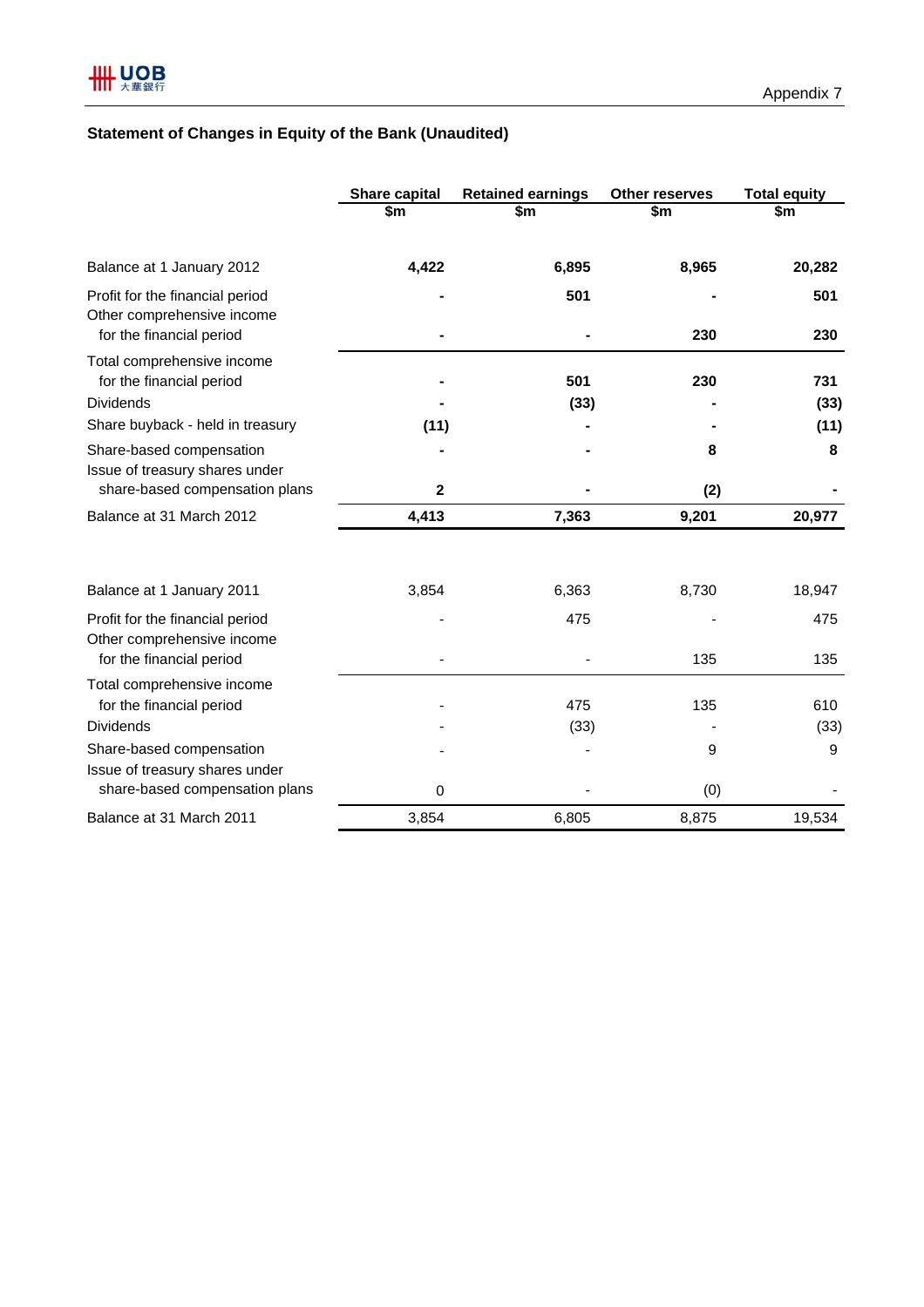Appendix 7

## Statement of Changes in Equity of the Bank (Unaudited)

| | Share capital<br>$m | Retained earnings<br>$m | Other reserves<br>$m | Total equity<br>$m |
|---|---|---|---|---|
| **Balance at 1 January 2012** | **4,422** | **6,895** | **8,965** | **20,282** |
| Profit for the financial period | **-** | **501** | **-** | **501** |
| Other comprehensive income for the financial period | **-** | **-** | **230** | **230** |
| Total comprehensive income for the financial period | **-** | **501** | **230** | **731** |
| Dividends | **-** | **(33)** | **-** | **(33)** |
| Share buyback - held in treasury | **(11)** | **-** | **-** | **(11)** |
| Share-based compensation | **-** | **-** | **8** | **8** |
| Issue of treasury shares under share-based compensation plans | **2** | **-** | **(2)** | **-** |
| **Balance at 31 March 2012** | **4,413** | **7,363** | **9,201** | **20,977** |
| | | | | |
| Balance at 1 January 2011 | 3,854 | 6,363 | 8,730 | 18,947 |
| Profit for the financial period | - | 475 | - | 475 |
| Other comprehensive income for the financial period | - | - | 135 | 135 |
| Total comprehensive income for the financial period | - | 475 | 135 | 610 |
| Dividends | - | (33) | - | (33) |
| Share-based compensation | - | - | 9 | 9 |
| Issue of treasury shares under share-based compensation plans | 0 | - | (0) | - |
| Balance at 31 March 2011 | 3,854 | 6,805 | 8,875 | 19,534 |